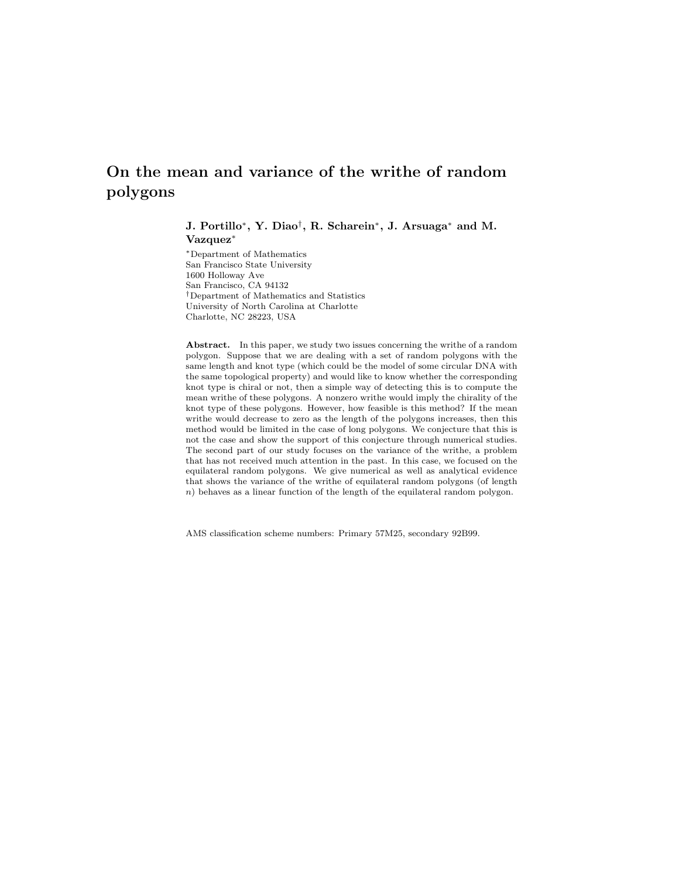# On the mean and variance of the writhe of random polygons

**J. Portillo[\*], Y. Diao[†], R. Scharein[\*], J. Arsuaga[\*] and M. Vazquez[\*]**

[\*]Department of Mathematics
San Francisco State University
1600 Holloway Ave
San Francisco, CA 94132

[†]Department of Mathematics and Statistics
University of North Carolina at Charlotte
Charlotte, NC 28223, USA

**Abstract.** In this paper, we study two issues concerning the writhe of a random polygon. Suppose that we are dealing with a set of random polygons with the same length and knot type (which could be the model of some circular DNA with the same topological property) and would like to know whether the corresponding knot type is chiral or not, then a simple way of detecting this is to compute the mean writhe of these polygons. A nonzero writhe would imply the chirality of the knot type of these polygons. However, how feasible is this method? If the mean writhe would decrease to zero as the length of the polygons increases, then this method would be limited in the case of long polygons. We conjecture that this is not the case and show the support of this conjecture through numerical studies. The second part of our study focuses on the variance of the writhe, a problem that has not received much attention in the past. In this case, we focused on the equilateral random polygons. We give numerical as well as analytical evidence that shows the variance of the writhe of equilateral random polygons (of length $n$) behaves as a linear function of the length of the equilateral random polygon.

AMS classification scheme numbers: Primary 57M25, secondary 92B99.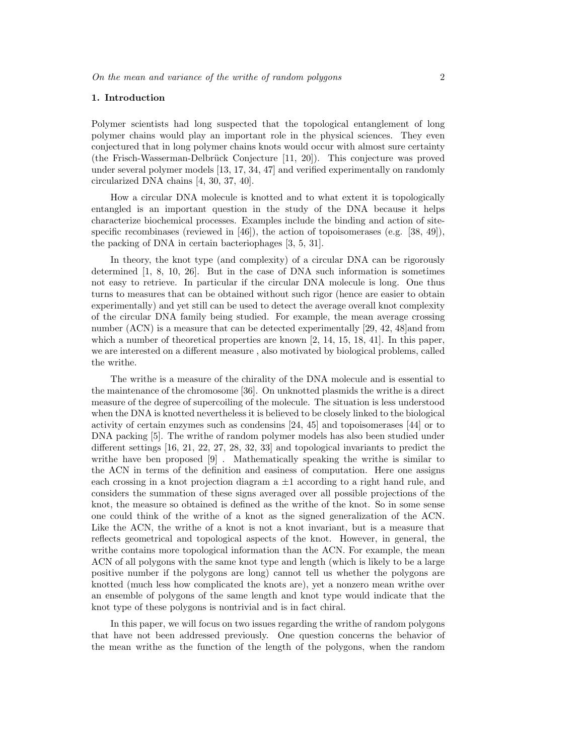## 1. Introduction

Polymer scientists had long suspected that the topological entanglement of long polymer chains would play an important role in the physical sciences. They even conjectured that in long polymer chains knots would occur with almost sure certainty (the Frisch-Wasserman-Delbrück Conjecture [11, 20]). This conjecture was proved under several polymer models [13, 17, 34, 47] and verified experimentally on randomly circularized DNA chains [4, 30, 37, 40].

How a circular DNA molecule is knotted and to what extent it is topologically entangled is an important question in the study of the DNA because it helps characterize biochemical processes. Examples include the binding and action of site-specific recombinases (reviewed in [46]), the action of topoisomerases (e.g. [38, 49]), the packing of DNA in certain bacteriophages [3, 5, 31].

In theory, the knot type (and complexity) of a circular DNA can be rigorously determined [1, 8, 10, 26]. But in the case of DNA such information is sometimes not easy to retrieve. In particular if the circular DNA molecule is long. One thus turns to measures that can be obtained without such rigor (hence are easier to obtain experimentally) and yet still can be used to detect the average overall knot complexity of the circular DNA family being studied. For example, the mean average crossing number (ACN) is a measure that can be detected experimentally [29, 42, 48]and from which a number of theoretical properties are known [2, 14, 15, 18, 41]. In this paper, we are interested on a different measure , also motivated by biological problems, called the writhe.

The writhe is a measure of the chirality of the DNA molecule and is essential to the maintenance of the chromosome [36]. On unknotted plasmids the writhe is a direct measure of the degree of supercoiling of the molecule. The situation is less understood when the DNA is knotted nevertheless it is believed to be closely linked to the biological activity of certain enzymes such as condensins [24, 45] and topoisomerases [44] or to DNA packing [5]. The writhe of random polymer models has also been studied under different settings [16, 21, 22, 27, 28, 32, 33] and topological invariants to predict the writhe have ben proposed [9] . Mathematically speaking the writhe is similar to the ACN in terms of the definition and easiness of computation. Here one assigns each crossing in a knot projection diagram a $\pm 1$ according to a right hand rule, and considers the summation of these signs averaged over all possible projections of the knot, the measure so obtained is defined as the writhe of the knot. So in some sense one could think of the writhe of a knot as the signed generalization of the ACN. Like the ACN, the writhe of a knot is not a knot invariant, but is a measure that reflects geometrical and topological aspects of the knot. However, in general, the writhe contains more topological information than the ACN. For example, the mean ACN of all polygons with the same knot type and length (which is likely to be a large positive number if the polygons are long) cannot tell us whether the polygons are knotted (much less how complicated the knots are), yet a nonzero mean writhe over an ensemble of polygons of the same length and knot type would indicate that the knot type of these polygons is nontrivial and is in fact chiral.

In this paper, we will focus on two issues regarding the writhe of random polygons that have not been addressed previously. One question concerns the behavior of the mean writhe as the function of the length of the polygons, when the random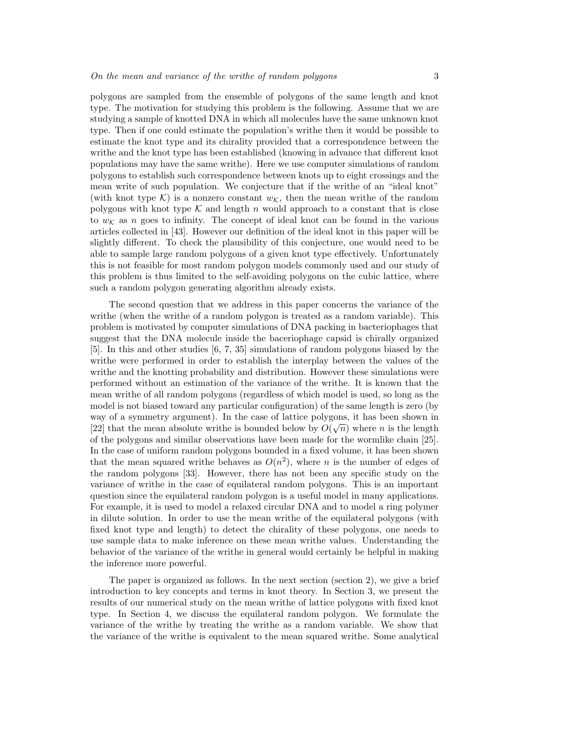polygons are sampled from the ensemble of polygons of the same length and knot type. The motivation for studying this problem is the following. Assume that we are studying a sample of knotted DNA in which all molecules have the same unknown knot type. Then if one could estimate the population's writhe then it would be possible to estimate the knot type and its chirality provided that a correspondence between the writhe and the knot type has been established (knowing in advance that different knot populations may have the same writhe). Here we use computer simulations of random polygons to establish such correspondence between knots up to eight crossings and the mean write of such population. We conjecture that if the writhe of an "ideal knot" (with knot type $\mathcal{K}$) is a nonzero constant $w_{\mathcal{K}}$, then the mean writhe of the random polygons with knot type $\mathcal{K}$ and length $n$ would approach to a constant that is close to $w_{\mathcal{K}}$ as $n$ goes to infinity. The concept of ideal knot can be found in the various articles collected in [43]. However our definition of the ideal knot in this paper will be slightly different. To check the plausibility of this conjecture, one would need to be able to sample large random polygons of a given knot type effectively. Unfortunately this is not feasible for most random polygon models commonly used and our study of this problem is thus limited to the self-avoiding polygons on the cubic lattice, where such a random polygon generating algorithm already exists.

The second question that we address in this paper concerns the variance of the writhe (when the writhe of a random polygon is treated as a random variable). This problem is motivated by computer simulations of DNA packing in bacteriophages that suggest that the DNA molecule inside the baceriophage capsid is chirally organized [5]. In this and other studies [6, 7, 35] simulations of random polygons biased by the writhe were performed in order to establish the interplay between the values of the writhe and the knotting probability and distribution. However these simulations were performed without an estimation of the variance of the writhe. It is known that the mean writhe of all random polygons (regardless of which model is used, so long as the model is not biased toward any particular configuration) of the same length is zero (by way of a symmetry argument). In the case of lattice polygons, it has been shown in [22] that the mean absolute writhe is bounded below by $O(\sqrt{n})$ where $n$ is the length of the polygons and similar observations have been made for the wormlike chain [25]. In the case of uniform random polygons bounded in a fixed volume, it has been shown that the mean squared writhe behaves as $O(n^2)$, where $n$ is the number of edges of the random polygons [33]. However, there has not been any specific study on the variance of writhe in the case of equilateral random polygons. This is an important question since the equilateral random polygon is a useful model in many applications. For example, it is used to model a relaxed circular DNA and to model a ring polymer in dilute solution. In order to use the mean writhe of the equilateral polygons (with fixed knot type and length) to detect the chirality of these polygons, one needs to use sample data to make inference on these mean writhe values. Understanding the behavior of the variance of the writhe in general would certainly be helpful in making the inference more powerful.

The paper is organized as follows. In the next section (section 2), we give a brief introduction to key concepts and terms in knot theory. In Section 3, we present the results of our numerical study on the mean writhe of lattice polygons with fixed knot type. In Section 4, we discuss the equilateral random polygon. We formulate the variance of the writhe by treating the writhe as a random variable. We show that the variance of the writhe is equivalent to the mean squared writhe. Some analytical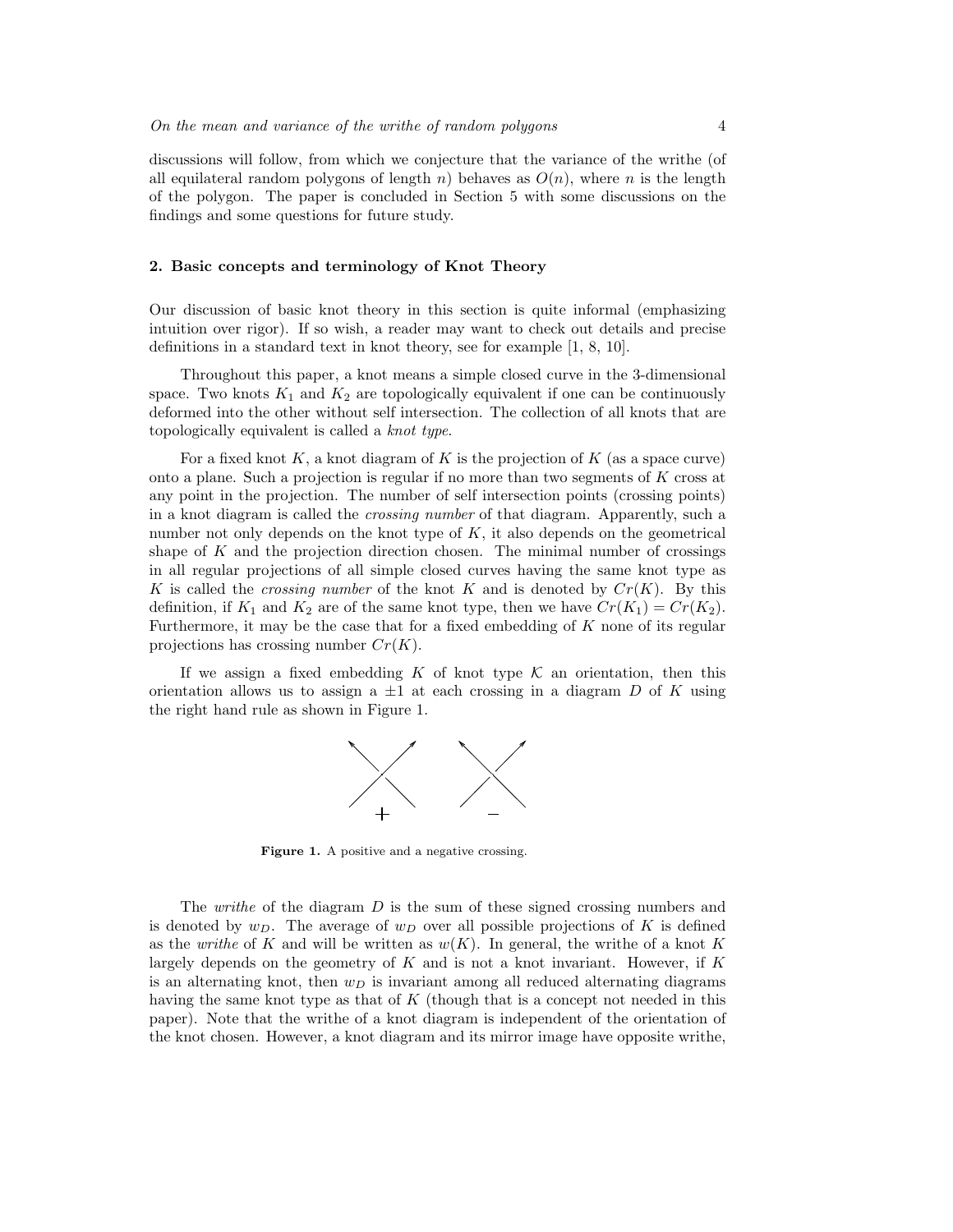discussions will follow, from which we conjecture that the variance of the writhe (of all equilateral random polygons of length $n$) behaves as $O(n)$, where $n$ is the length of the polygon. The paper is concluded in Section 5 with some discussions on the findings and some questions for future study.

## 2. Basic concepts and terminology of Knot Theory

Our discussion of basic knot theory in this section is quite informal (emphasizing intuition over rigor). If so wish, a reader may want to check out details and precise definitions in a standard text in knot theory, see for example [1, 8, 10].

Throughout this paper, a knot means a simple closed curve in the 3-dimensional space. Two knots $K_1$ and $K_2$ are topologically equivalent if one can be continuously deformed into the other without self intersection. The collection of all knots that are topologically equivalent is called a *knot type*.

For a fixed knot $K$, a knot diagram of $K$ is the projection of $K$ (as a space curve) onto a plane. Such a projection is regular if no more than two segments of $K$ cross at any point in the projection. The number of self intersection points (crossing points) in a knot diagram is called the *crossing number* of that diagram. Apparently, such a number not only depends on the knot type of $K$, it also depends on the geometrical shape of $K$ and the projection direction chosen. The minimal number of crossings in all regular projections of all simple closed curves having the same knot type as $K$ is called the *crossing number* of the knot $K$ and is denoted by $Cr(K)$. By this definition, if $K_1$ and $K_2$ are of the same knot type, then we have $Cr(K_1) = Cr(K_2)$. Furthermore, it may be the case that for a fixed embedding of $K$ none of its regular projections has crossing number $Cr(K)$.

If we assign a fixed embedding $K$ of knot type $\mathcal{K}$ an orientation, then this orientation allows us to assign a $\pm 1$ at each crossing in a diagram $D$ of $K$ using the right hand rule as shown in Figure 1.

**Figure 1.** A positive and a negative crossing.

The *writhe* of the diagram $D$ is the sum of these signed crossing numbers and is denoted by $w_D$. The average of $w_D$ over all possible projections of $K$ is defined as the *writhe* of $K$ and will be written as $w(K)$. In general, the writhe of a knot $K$ largely depends on the geometry of $K$ and is not a knot invariant. However, if $K$ is an alternating knot, then $w_D$ is invariant among all reduced alternating diagrams having the same knot type as that of $K$ (though that is a concept not needed in this paper). Note that the writhe of a knot diagram is independent of the orientation of the knot chosen. However, a knot diagram and its mirror image have opposite writhe,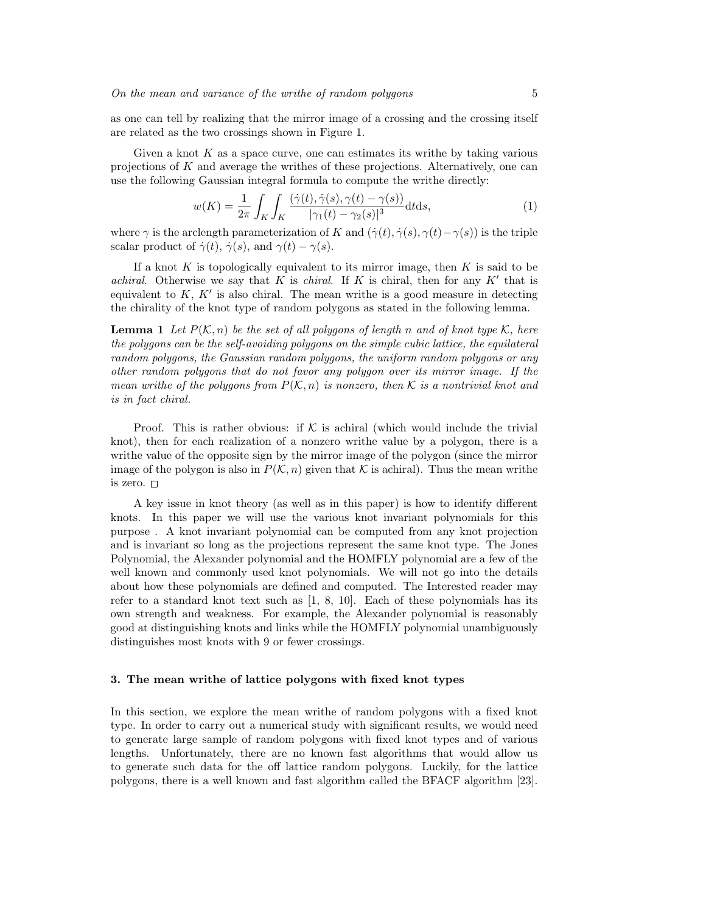as one can tell by realizing that the mirror image of a crossing and the crossing itself are related as the two crossings shown in Figure 1.

Given a knot $K$ as a space curve, one can estimates its writhe by taking various projections of $K$ and average the writhes of these projections. Alternatively, one can use the following Gaussian integral formula to compute the writhe directly:

$$w(K) = \frac{1}{2\pi} \int_K \int_K \frac{(\dot{\gamma}(t), \dot{\gamma}(s), \gamma(t) - \gamma(s))}{|\gamma_1(t) - \gamma_2(s)|^3} \mathrm{d}t\mathrm{d}s, \tag{1}$$

where $\gamma$ is the arclength parameterization of $K$ and $(\dot{\gamma}(t), \dot{\gamma}(s), \gamma(t) - \gamma(s))$ is the triple scalar product of $\dot{\gamma}(t)$, $\dot{\gamma}(s)$, and $\gamma(t) - \gamma(s)$.

If a knot $K$ is topologically equivalent to its mirror image, then $K$ is said to be *achiral*. Otherwise we say that $K$ is *chiral*. If $K$ is chiral, then for any $K'$ that is equivalent to $K$, $K'$ is also chiral. The mean writhe is a good measure in detecting the chirality of the knot type of random polygons as stated in the following lemma.

**Lemma 1** *Let $P(\mathcal{K}, n)$ be the set of all polygons of length $n$ and of knot type $\mathcal{K}$, here the polygons can be the self-avoiding polygons on the simple cubic lattice, the equilateral random polygons, the Gaussian random polygons, the uniform random polygons or any other random polygons that do not favor any polygon over its mirror image. If the mean writhe of the polygons from $P(\mathcal{K}, n)$ is nonzero, then $\mathcal{K}$ is a nontrivial knot and is in fact chiral.*

Proof. This is rather obvious: if $\mathcal{K}$ is achiral (which would include the trivial knot), then for each realization of a nonzero writhe value by a polygon, there is a writhe value of the opposite sign by the mirror image of the polygon (since the mirror image of the polygon is also in $P(\mathcal{K}, n)$ given that $\mathcal{K}$ is achiral). Thus the mean writhe is zero. □

A key issue in knot theory (as well as in this paper) is how to identify different knots. In this paper we will use the various knot invariant polynomials for this purpose . A knot invariant polynomial can be computed from any knot projection and is invariant so long as the projections represent the same knot type. The Jones Polynomial, the Alexander polynomial and the HOMFLY polynomial are a few of the well known and commonly used knot polynomials. We will not go into the details about how these polynomials are defined and computed. The Interested reader may refer to a standard knot text such as [1, 8, 10]. Each of these polynomials has its own strength and weakness. For example, the Alexander polynomial is reasonably good at distinguishing knots and links while the HOMFLY polynomial unambiguously distinguishes most knots with 9 or fewer crossings.

### 3. The mean writhe of lattice polygons with fixed knot types

In this section, we explore the mean writhe of random polygons with a fixed knot type. In order to carry out a numerical study with significant results, we would need to generate large sample of random polygons with fixed knot types and of various lengths. Unfortunately, there are no known fast algorithms that would allow us to generate such data for the off lattice random polygons. Luckily, for the lattice polygons, there is a well known and fast algorithm called the BFACF algorithm [23].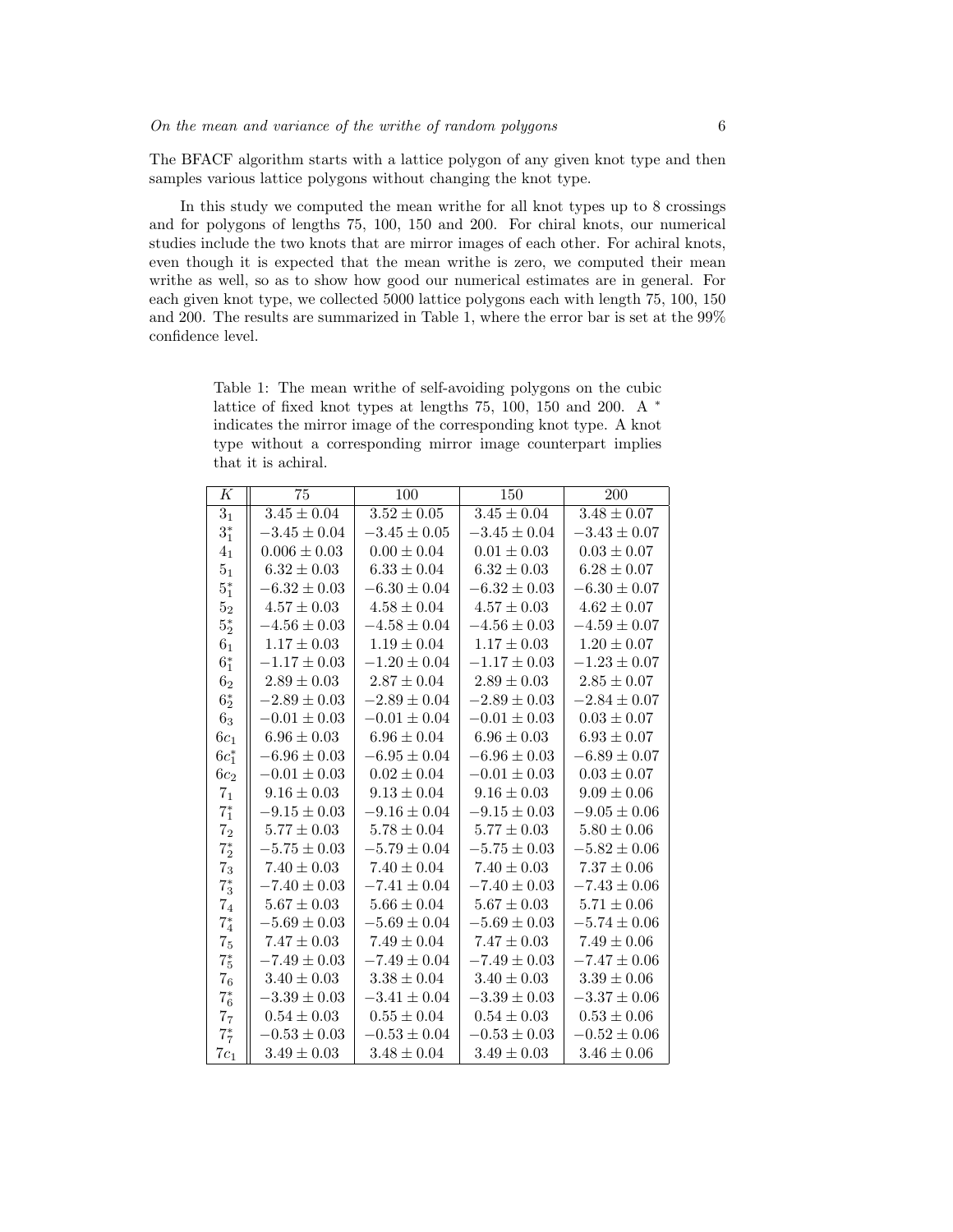The BFACF algorithm starts with a lattice polygon of any given knot type and then samples various lattice polygons without changing the knot type.

In this study we computed the mean writhe for all knot types up to 8 crossings and for polygons of lengths 75, 100, 150 and 200. For chiral knots, our numerical studies include the two knots that are mirror images of each other. For achiral knots, even though it is expected that the mean writhe is zero, we computed their mean writhe as well, so as to show how good our numerical estimates are in general. For each given knot type, we collected 5000 lattice polygons each with length 75, 100, 150 and 200. The results are summarized in Table 1, where the error bar is set at the 99% confidence level.

Table 1: The mean writhe of self-avoiding polygons on the cubic lattice of fixed knot types at lengths 75, 100, 150 and 200. A $^*$ indicates the mirror image of the corresponding knot type. A knot type without a corresponding mirror image counterpart implies that it is achiral.

| $K$ | 75 | 100 | 150 | 200 |
|---|---|---|---|---|
| $3_1$ | $3.45 \pm 0.04$ | $3.52 \pm 0.05$ | $3.45 \pm 0.04$ | $3.48 \pm 0.07$ |
| $3_1^*$ | $-3.45 \pm 0.04$ | $-3.45 \pm 0.05$ | $-3.45 \pm 0.04$ | $-3.43 \pm 0.07$ |
| $4_1$ | $0.006 \pm 0.03$ | $0.00 \pm 0.04$ | $0.01 \pm 0.03$ | $0.03 \pm 0.07$ |
| $5_1$ | $6.32 \pm 0.03$ | $6.33 \pm 0.04$ | $6.32 \pm 0.03$ | $6.28 \pm 0.07$ |
| $5_1^*$ | $-6.32 \pm 0.03$ | $-6.30 \pm 0.04$ | $-6.32 \pm 0.03$ | $-6.30 \pm 0.07$ |
| $5_2$ | $4.57 \pm 0.03$ | $4.58 \pm 0.04$ | $4.57 \pm 0.03$ | $4.62 \pm 0.07$ |
| $5_2^*$ | $-4.56 \pm 0.03$ | $-4.58 \pm 0.04$ | $-4.56 \pm 0.03$ | $-4.59 \pm 0.07$ |
| $6_1$ | $1.17 \pm 0.03$ | $1.19 \pm 0.04$ | $1.17 \pm 0.03$ | $1.20 \pm 0.07$ |
| $6_1^*$ | $-1.17 \pm 0.03$ | $-1.20 \pm 0.04$ | $-1.17 \pm 0.03$ | $-1.23 \pm 0.07$ |
| $6_2$ | $2.89 \pm 0.03$ | $2.87 \pm 0.04$ | $2.89 \pm 0.03$ | $2.85 \pm 0.07$ |
| $6_2^*$ | $-2.89 \pm 0.03$ | $-2.89 \pm 0.04$ | $-2.89 \pm 0.03$ | $-2.84 \pm 0.07$ |
| $6_3$ | $-0.01 \pm 0.03$ | $-0.01 \pm 0.04$ | $-0.01 \pm 0.03$ | $0.03 \pm 0.07$ |
| $6c_1$ | $6.96 \pm 0.03$ | $6.96 \pm 0.04$ | $6.96 \pm 0.03$ | $6.93 \pm 0.07$ |
| $6c_1^*$ | $-6.96 \pm 0.03$ | $-6.95 \pm 0.04$ | $-6.96 \pm 0.03$ | $-6.89 \pm 0.07$ |
| $6c_2$ | $-0.01 \pm 0.03$ | $0.02 \pm 0.04$ | $-0.01 \pm 0.03$ | $0.03 \pm 0.07$ |
| $7_1$ | $9.16 \pm 0.03$ | $9.13 \pm 0.04$ | $9.16 \pm 0.03$ | $9.09 \pm 0.06$ |
| $7_1^*$ | $-9.15 \pm 0.03$ | $-9.16 \pm 0.04$ | $-9.15 \pm 0.03$ | $-9.05 \pm 0.06$ |
| $7_2$ | $5.77 \pm 0.03$ | $5.78 \pm 0.04$ | $5.77 \pm 0.03$ | $5.80 \pm 0.06$ |
| $7_2^*$ | $-5.75 \pm 0.03$ | $-5.79 \pm 0.04$ | $-5.75 \pm 0.03$ | $-5.82 \pm 0.06$ |
| $7_3$ | $7.40 \pm 0.03$ | $7.40 \pm 0.04$ | $7.40 \pm 0.03$ | $7.37 \pm 0.06$ |
| $7_3^*$ | $-7.40 \pm 0.03$ | $-7.41 \pm 0.04$ | $-7.40 \pm 0.03$ | $-7.43 \pm 0.06$ |
| $7_4$ | $5.67 \pm 0.03$ | $5.66 \pm 0.04$ | $5.67 \pm 0.03$ | $5.71 \pm 0.06$ |
| $7_4^*$ | $-5.69 \pm 0.03$ | $-5.69 \pm 0.04$ | $-5.69 \pm 0.03$ | $-5.74 \pm 0.06$ |
| $7_5$ | $7.47 \pm 0.03$ | $7.49 \pm 0.04$ | $7.47 \pm 0.03$ | $7.49 \pm 0.06$ |
| $7_5^*$ | $-7.49 \pm 0.03$ | $-7.49 \pm 0.04$ | $-7.49 \pm 0.03$ | $-7.47 \pm 0.06$ |
| $7_6$ | $3.40 \pm 0.03$ | $3.38 \pm 0.04$ | $3.40 \pm 0.03$ | $3.39 \pm 0.06$ |
| $7_6^*$ | $-3.39 \pm 0.03$ | $-3.41 \pm 0.04$ | $-3.39 \pm 0.03$ | $-3.37 \pm 0.06$ |
| $7_7$ | $0.54 \pm 0.03$ | $0.55 \pm 0.04$ | $0.54 \pm 0.03$ | $0.53 \pm 0.06$ |
| $7_7^*$ | $-0.53 \pm 0.03$ | $-0.53 \pm 0.04$ | $-0.53 \pm 0.03$ | $-0.52 \pm 0.06$ |
| $7c_1$ | $3.49 \pm 0.03$ | $3.48 \pm 0.04$ | $3.49 \pm 0.03$ | $3.46 \pm 0.06$ |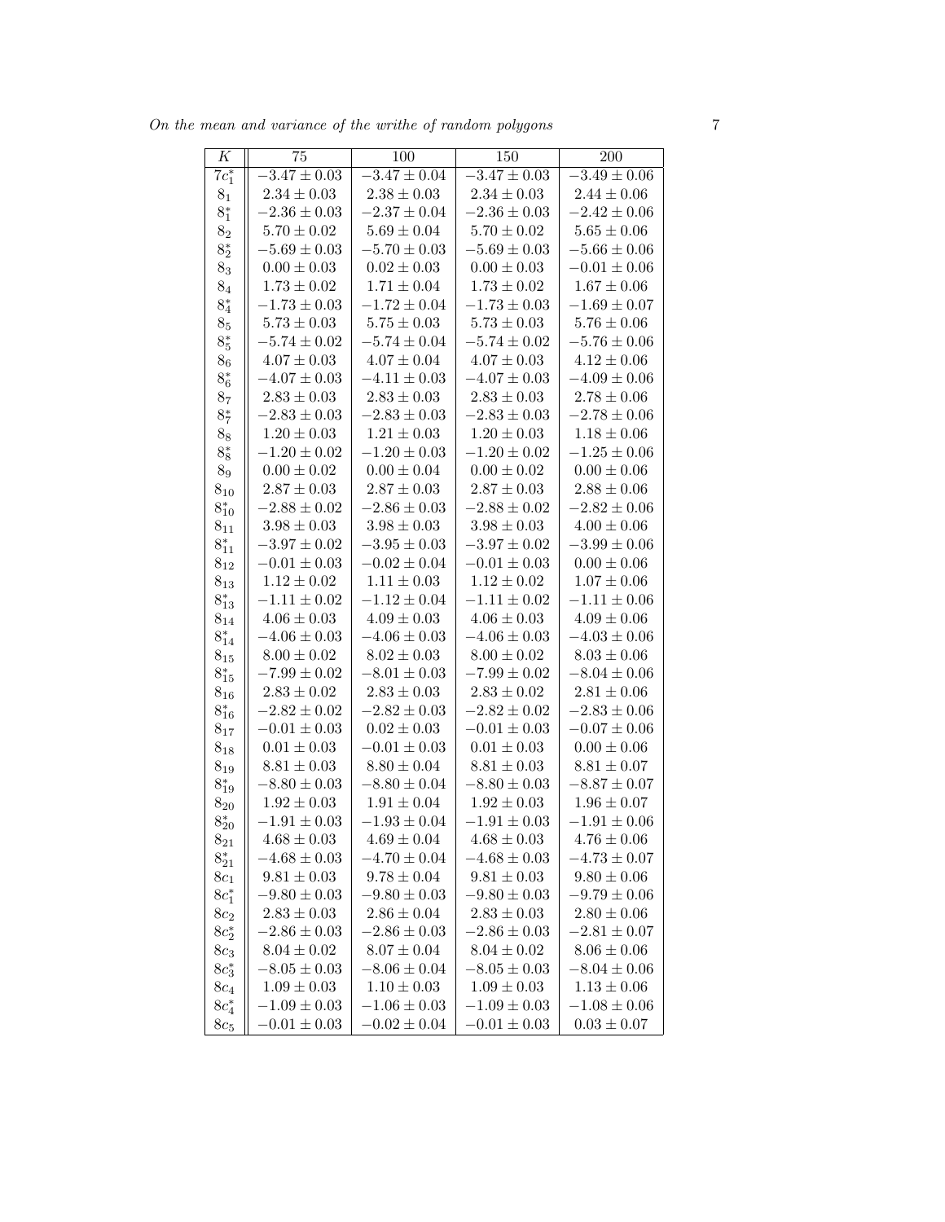| $K$ | 75 | 100 | 150 | 200 |
|---|---|---|---|---|
| $7c_1^*$ | $-3.47 \pm 0.03$ | $-3.47 \pm 0.04$ | $-3.47 \pm 0.03$ | $-3.49 \pm 0.06$ |
| $8_1$ | $2.34 \pm 0.03$ | $2.38 \pm 0.03$ | $2.34 \pm 0.03$ | $2.44 \pm 0.06$ |
| $8_1^*$ | $-2.36 \pm 0.03$ | $-2.37 \pm 0.04$ | $-2.36 \pm 0.03$ | $-2.42 \pm 0.06$ |
| $8_2$ | $5.70 \pm 0.02$ | $5.69 \pm 0.04$ | $5.70 \pm 0.02$ | $5.65 \pm 0.06$ |
| $8_2^*$ | $-5.69 \pm 0.03$ | $-5.70 \pm 0.03$ | $-5.69 \pm 0.03$ | $-5.66 \pm 0.06$ |
| $8_3$ | $0.00 \pm 0.03$ | $0.02 \pm 0.03$ | $0.00 \pm 0.03$ | $-0.01 \pm 0.06$ |
| $8_4$ | $1.73 \pm 0.02$ | $1.71 \pm 0.04$ | $1.73 \pm 0.02$ | $1.67 \pm 0.06$ |
| $8_4^*$ | $-1.73 \pm 0.03$ | $-1.72 \pm 0.04$ | $-1.73 \pm 0.03$ | $-1.69 \pm 0.07$ |
| $8_5$ | $5.73 \pm 0.03$ | $5.75 \pm 0.03$ | $5.73 \pm 0.03$ | $5.76 \pm 0.06$ |
| $8_5^*$ | $-5.74 \pm 0.02$ | $-5.74 \pm 0.04$ | $-5.74 \pm 0.02$ | $-5.76 \pm 0.06$ |
| $8_6$ | $4.07 \pm 0.03$ | $4.07 \pm 0.04$ | $4.07 \pm 0.03$ | $4.12 \pm 0.06$ |
| $8_6^*$ | $-4.07 \pm 0.03$ | $-4.11 \pm 0.03$ | $-4.07 \pm 0.03$ | $-4.09 \pm 0.06$ |
| $8_7$ | $2.83 \pm 0.03$ | $2.83 \pm 0.03$ | $2.83 \pm 0.03$ | $2.78 \pm 0.06$ |
| $8_7^*$ | $-2.83 \pm 0.03$ | $-2.83 \pm 0.03$ | $-2.83 \pm 0.03$ | $-2.78 \pm 0.06$ |
| $8_8$ | $1.20 \pm 0.03$ | $1.21 \pm 0.03$ | $1.20 \pm 0.03$ | $1.18 \pm 0.06$ |
| $8_8^*$ | $-1.20 \pm 0.02$ | $-1.20 \pm 0.03$ | $-1.20 \pm 0.02$ | $-1.25 \pm 0.06$ |
| $8_9$ | $0.00 \pm 0.02$ | $0.00 \pm 0.04$ | $0.00 \pm 0.02$ | $0.00 \pm 0.06$ |
| $8_{10}$ | $2.87 \pm 0.03$ | $2.87 \pm 0.03$ | $2.87 \pm 0.03$ | $2.88 \pm 0.06$ |
| $8_{10}^*$ | $-2.88 \pm 0.02$ | $-2.86 \pm 0.03$ | $-2.88 \pm 0.02$ | $-2.82 \pm 0.06$ |
| $8_{11}$ | $3.98 \pm 0.03$ | $3.98 \pm 0.03$ | $3.98 \pm 0.03$ | $4.00 \pm 0.06$ |
| $8_{11}^*$ | $-3.97 \pm 0.02$ | $-3.95 \pm 0.03$ | $-3.97 \pm 0.02$ | $-3.99 \pm 0.06$ |
| $8_{12}$ | $-0.01 \pm 0.03$ | $-0.02 \pm 0.04$ | $-0.01 \pm 0.03$ | $0.00 \pm 0.06$ |
| $8_{13}$ | $1.12 \pm 0.02$ | $1.11 \pm 0.03$ | $1.12 \pm 0.02$ | $1.07 \pm 0.06$ |
| $8_{13}^*$ | $-1.11 \pm 0.02$ | $-1.12 \pm 0.04$ | $-1.11 \pm 0.02$ | $-1.11 \pm 0.06$ |
| $8_{14}$ | $4.06 \pm 0.03$ | $4.09 \pm 0.03$ | $4.06 \pm 0.03$ | $4.09 \pm 0.06$ |
| $8_{14}^*$ | $-4.06 \pm 0.03$ | $-4.06 \pm 0.03$ | $-4.06 \pm 0.03$ | $-4.03 \pm 0.06$ |
| $8_{15}$ | $8.00 \pm 0.02$ | $8.02 \pm 0.03$ | $8.00 \pm 0.02$ | $8.03 \pm 0.06$ |
| $8_{15}^*$ | $-7.99 \pm 0.02$ | $-8.01 \pm 0.03$ | $-7.99 \pm 0.02$ | $-8.04 \pm 0.06$ |
| $8_{16}$ | $2.83 \pm 0.02$ | $2.83 \pm 0.03$ | $2.83 \pm 0.02$ | $2.81 \pm 0.06$ |
| $8_{16}^*$ | $-2.82 \pm 0.02$ | $-2.82 \pm 0.03$ | $-2.82 \pm 0.02$ | $-2.83 \pm 0.06$ |
| $8_{17}$ | $-0.01 \pm 0.03$ | $0.02 \pm 0.03$ | $-0.01 \pm 0.03$ | $-0.07 \pm 0.06$ |
| $8_{18}$ | $0.01 \pm 0.03$ | $-0.01 \pm 0.03$ | $0.01 \pm 0.03$ | $0.00 \pm 0.06$ |
| $8_{19}$ | $8.81 \pm 0.03$ | $8.80 \pm 0.04$ | $8.81 \pm 0.03$ | $8.81 \pm 0.07$ |
| $8_{19}^*$ | $-8.80 \pm 0.03$ | $-8.80 \pm 0.04$ | $-8.80 \pm 0.03$ | $-8.87 \pm 0.07$ |
| $8_{20}$ | $1.92 \pm 0.03$ | $1.91 \pm 0.04$ | $1.92 \pm 0.03$ | $1.96 \pm 0.07$ |
| $8_{20}^*$ | $-1.91 \pm 0.03$ | $-1.93 \pm 0.04$ | $-1.91 \pm 0.03$ | $-1.91 \pm 0.06$ |
| $8_{21}$ | $4.68 \pm 0.03$ | $4.69 \pm 0.04$ | $4.68 \pm 0.03$ | $4.76 \pm 0.06$ |
| $8_{21}^*$ | $-4.68 \pm 0.03$ | $-4.70 \pm 0.04$ | $-4.68 \pm 0.03$ | $-4.73 \pm 0.07$ |
| $8c_1$ | $9.81 \pm 0.03$ | $9.78 \pm 0.04$ | $9.81 \pm 0.03$ | $9.80 \pm 0.06$ |
| $8c_1^*$ | $-9.80 \pm 0.03$ | $-9.80 \pm 0.03$ | $-9.80 \pm 0.03$ | $-9.79 \pm 0.06$ |
| $8c_2$ | $2.83 \pm 0.03$ | $2.86 \pm 0.04$ | $2.83 \pm 0.03$ | $2.80 \pm 0.06$ |
| $8c_2^*$ | $-2.86 \pm 0.03$ | $-2.86 \pm 0.03$ | $-2.86 \pm 0.03$ | $-2.81 \pm 0.07$ |
| $8c_3$ | $8.04 \pm 0.02$ | $8.07 \pm 0.04$ | $8.04 \pm 0.02$ | $8.06 \pm 0.06$ |
| $8c_3^*$ | $-8.05 \pm 0.03$ | $-8.06 \pm 0.04$ | $-8.05 \pm 0.03$ | $-8.04 \pm 0.06$ |
| $8c_4$ | $1.09 \pm 0.03$ | $1.10 \pm 0.03$ | $1.09 \pm 0.03$ | $1.13 \pm 0.06$ |
| $8c_4^*$ | $-1.09 \pm 0.03$ | $-1.06 \pm 0.03$ | $-1.09 \pm 0.03$ | $-1.08 \pm 0.06$ |
| $8c_5$ | $-0.01 \pm 0.03$ | $-0.02 \pm 0.04$ | $-0.01 \pm 0.03$ | $0.03 \pm 0.07$ |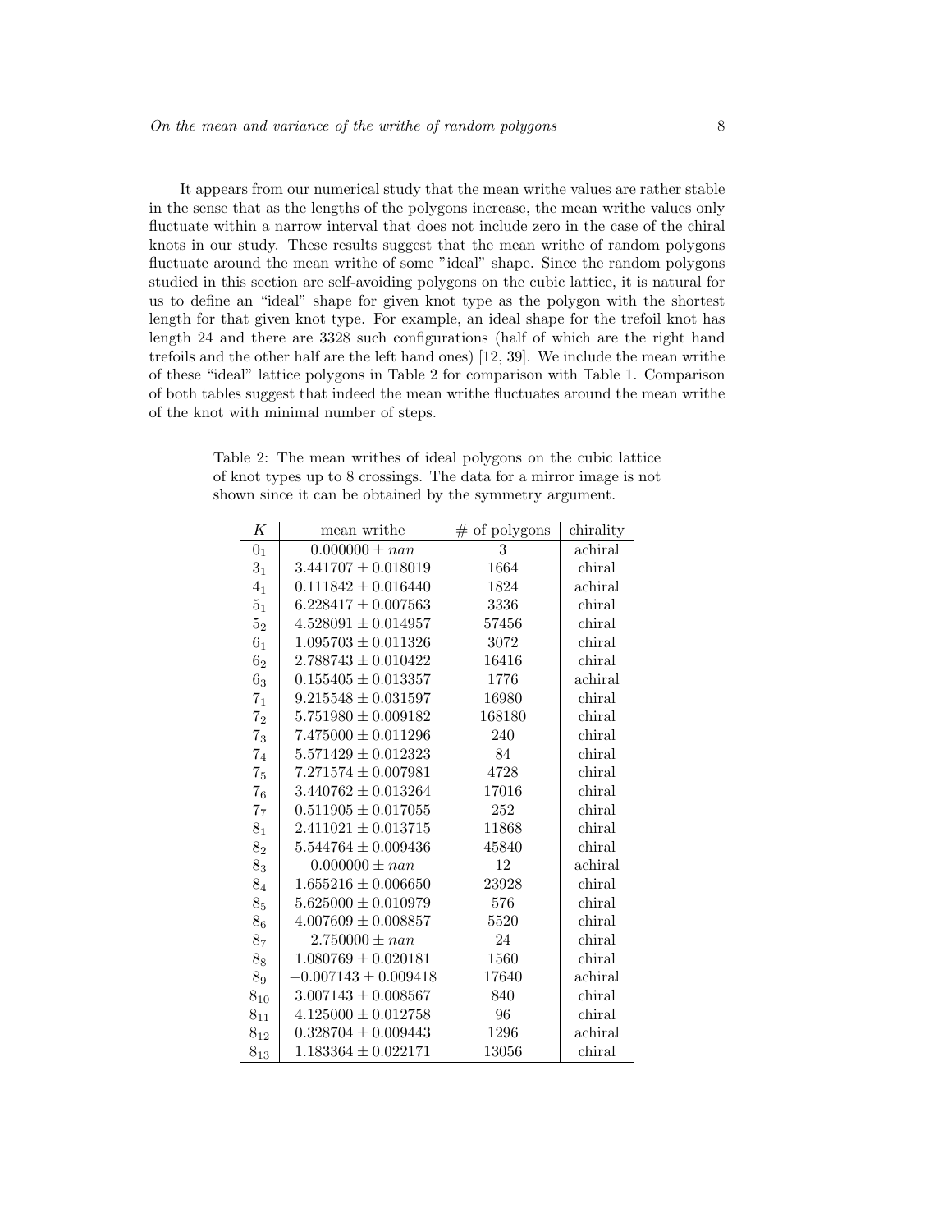It appears from our numerical study that the mean writhe values are rather stable in the sense that as the lengths of the polygons increase, the mean writhe values only fluctuate within a narrow interval that does not include zero in the case of the chiral knots in our study. These results suggest that the mean writhe of random polygons fluctuate around the mean writhe of some "ideal" shape. Since the random polygons studied in this section are self-avoiding polygons on the cubic lattice, it is natural for us to define an "ideal" shape for given knot type as the polygon with the shortest length for that given knot type. For example, an ideal shape for the trefoil knot has length 24 and there are 3328 such configurations (half of which are the right hand trefoils and the other half are the left hand ones) [12, 39]. We include the mean writhe of these "ideal" lattice polygons in Table 2 for comparison with Table 1. Comparison of both tables suggest that indeed the mean writhe fluctuates around the mean writhe of the knot with minimal number of steps.

Table 2: The mean writhes of ideal polygons on the cubic lattice of knot types up to 8 crossings. The data for a mirror image is not shown since it can be obtained by the symmetry argument.

| $K$ | mean writhe | # of polygons | chirality |
|---|---|---|---|
| $0_1$ | $0.000000 \pm nan$ | 3 | achiral |
| $3_1$ | $3.441707 \pm 0.018019$ | 1664 | chiral |
| $4_1$ | $0.111842 \pm 0.016440$ | 1824 | achiral |
| $5_1$ | $6.228417 \pm 0.007563$ | 3336 | chiral |
| $5_2$ | $4.528091 \pm 0.014957$ | 57456 | chiral |
| $6_1$ | $1.095703 \pm 0.011326$ | 3072 | chiral |
| $6_2$ | $2.788743 \pm 0.010422$ | 16416 | chiral |
| $6_3$ | $0.155405 \pm 0.013357$ | 1776 | achiral |
| $7_1$ | $9.215548 \pm 0.031597$ | 16980 | chiral |
| $7_2$ | $5.751980 \pm 0.009182$ | 168180 | chiral |
| $7_3$ | $7.475000 \pm 0.011296$ | 240 | chiral |
| $7_4$ | $5.571429 \pm 0.012323$ | 84 | chiral |
| $7_5$ | $7.271574 \pm 0.007981$ | 4728 | chiral |
| $7_6$ | $3.440762 \pm 0.013264$ | 17016 | chiral |
| $7_7$ | $0.511905 \pm 0.017055$ | 252 | chiral |
| $8_1$ | $2.411021 \pm 0.013715$ | 11868 | chiral |
| $8_2$ | $5.544764 \pm 0.009436$ | 45840 | chiral |
| $8_3$ | $0.000000 \pm nan$ | 12 | achiral |
| $8_4$ | $1.655216 \pm 0.006650$ | 23928 | chiral |
| $8_5$ | $5.625000 \pm 0.010979$ | 576 | chiral |
| $8_6$ | $4.007609 \pm 0.008857$ | 5520 | chiral |
| $8_7$ | $2.750000 \pm nan$ | 24 | chiral |
| $8_8$ | $1.080769 \pm 0.020181$ | 1560 | chiral |
| $8_9$ | $-0.007143 \pm 0.009418$ | 17640 | achiral |
| $8_{10}$ | $3.007143 \pm 0.008567$ | 840 | chiral |
| $8_{11}$ | $4.125000 \pm 0.012758$ | 96 | chiral |
| $8_{12}$ | $0.328704 \pm 0.009443$ | 1296 | achiral |
| $8_{13}$ | $1.183364 \pm 0.022171$ | 13056 | chiral |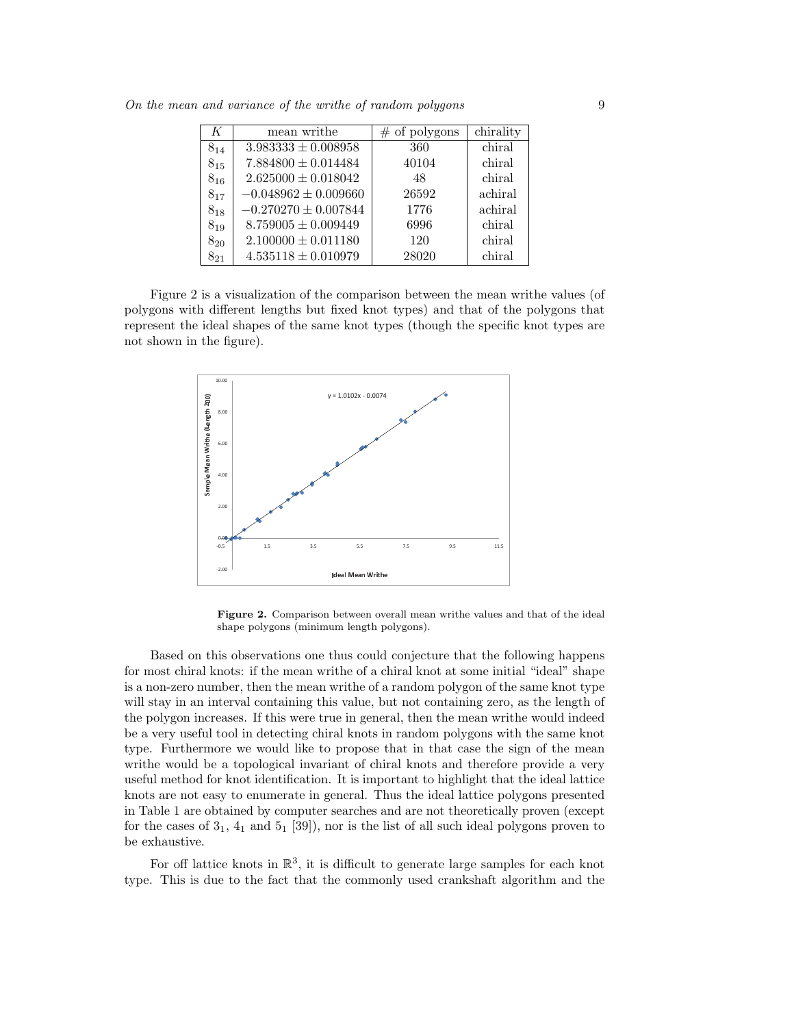| $K$ | mean writhe | # of polygons | chirality |
|---|---|---|---|
| $8_{14}$ | $3.983333 \pm 0.008958$ | 360 | chiral |
| $8_{15}$ | $7.884800 \pm 0.014484$ | 40104 | chiral |
| $8_{16}$ | $2.625000 \pm 0.018042$ | 48 | chiral |
| $8_{17}$ | $-0.048962 \pm 0.009660$ | 26592 | achiral |
| $8_{18}$ | $-0.270270 \pm 0.007844$ | 1776 | achiral |
| $8_{19}$ | $8.759005 \pm 0.009449$ | 6996 | chiral |
| $8_{20}$ | $2.100000 \pm 0.011180$ | 120 | chiral |
| $8_{21}$ | $4.535118 \pm 0.010979$ | 28020 | chiral |

Figure 2 is a visualization of the comparison between the mean writhe values (of polygons with different lengths but fixed knot types) and that of the polygons that represent the ideal shapes of the same knot types (though the specific knot types are not shown in the figure).

**Figure 2.** Comparison between overall mean writhe values and that of the ideal shape polygons (minimum length polygons).

Based on this observations one thus could conjecture that the following happens for most chiral knots: if the mean writhe of a chiral knot at some initial "ideal" shape is a non-zero number, then the mean writhe of a random polygon of the same knot type will stay in an interval containing this value, but not containing zero, as the length of the polygon increases. If this were true in general, then the mean writhe would indeed be a very useful tool in detecting chiral knots in random polygons with the same knot type. Furthermore we would like to propose that in that case the sign of the mean writhe would be a topological invariant of chiral knots and therefore provide a very useful method for knot identification. It is important to highlight that the ideal lattice knots are not easy to enumerate in general. Thus the ideal lattice polygons presented in Table 1 are obtained by computer searches and are not theoretically proven (except for the cases of $3_1$, $4_1$ and $5_1$ [39]), nor is the list of all such ideal polygons proven to be exhaustive.

For off lattice knots in $\mathbb{R}^3$, it is difficult to generate large samples for each knot type. This is due to the fact that the commonly used crankshaft algorithm and the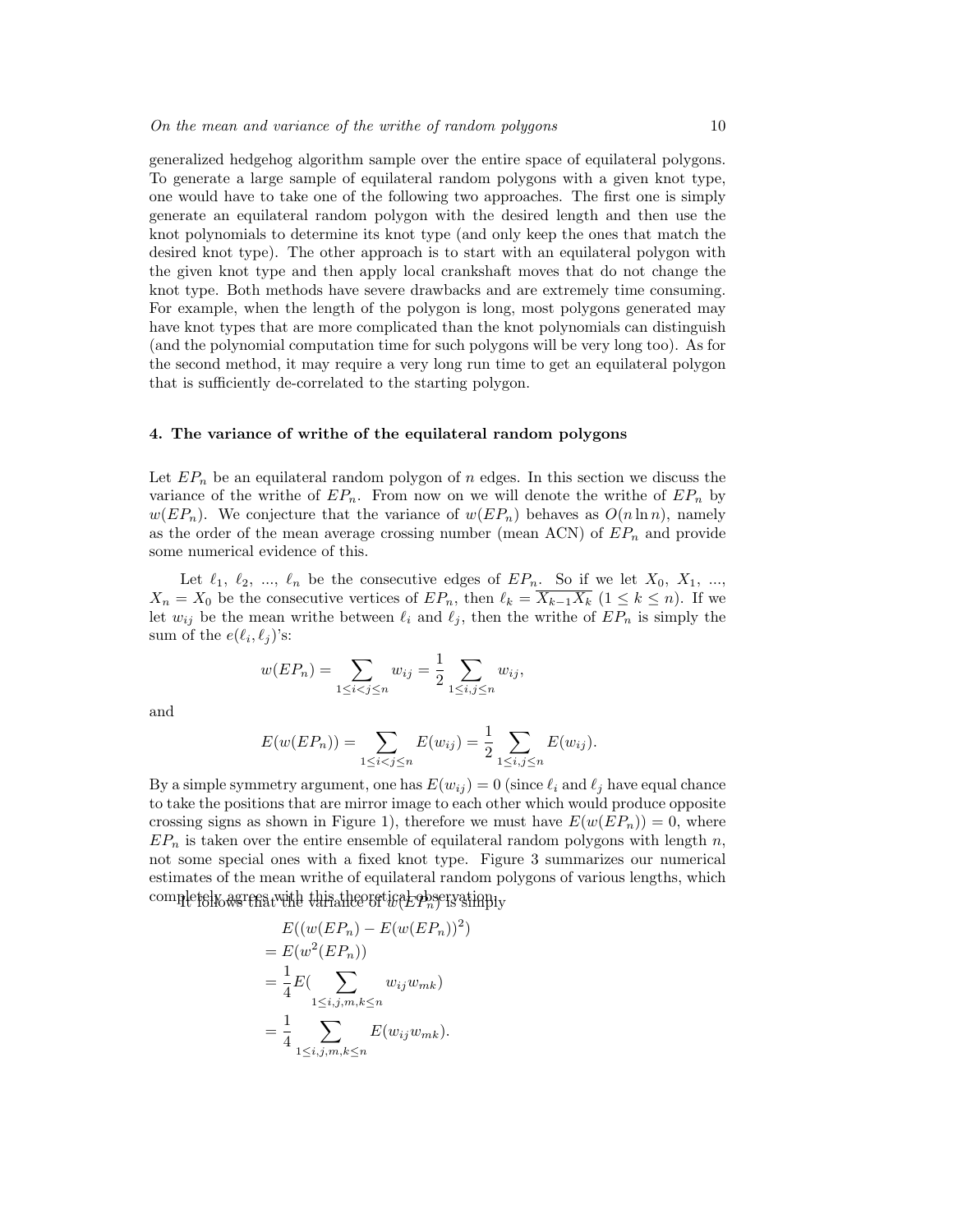generalized hedgehog algorithm sample over the entire space of equilateral polygons. To generate a large sample of equilateral random polygons with a given knot type, one would have to take one of the following two approaches. The first one is simply generate an equilateral random polygon with the desired length and then use the knot polynomials to determine its knot type (and only keep the ones that match the desired knot type). The other approach is to start with an equilateral polygon with the given knot type and then apply local crankshaft moves that do not change the knot type. Both methods have severe drawbacks and are extremely time consuming. For example, when the length of the polygon is long, most polygons generated may have knot types that are more complicated than the knot polynomials can distinguish (and the polynomial computation time for such polygons will be very long too). As for the second method, it may require a very long run time to get an equilateral polygon that is sufficiently de-correlated to the starting polygon.

## 4. The variance of writhe of the equilateral random polygons

Let $EP_n$ be an equilateral random polygon of $n$ edges. In this section we discuss the variance of the writhe of $EP_n$. From now on we will denote the writhe of $EP_n$ by $w(EP_n)$. We conjecture that the variance of $w(EP_n)$ behaves as $O(n \ln n)$, namely as the order of the mean average crossing number (mean ACN) of $EP_n$ and provide some numerical evidence of this.

Let $\ell_1$, $\ell_2$, ..., $\ell_n$ be the consecutive edges of $EP_n$. So if we let $X_0$, $X_1$, ..., $X_n = X_0$ be the consecutive vertices of $EP_n$, then $\ell_k = \overline{X_{k-1}X_k}$ $(1 \leq k \leq n)$. If we let $w_{ij}$ be the mean writhe between $\ell_i$ and $\ell_j$, then the writhe of $EP_n$ is simply the sum of the $e(\ell_i, \ell_j)$'s:

$$w(EP_n) = \sum_{1 \leq i < j \leq n} w_{ij} = \frac{1}{2} \sum_{1 \leq i, j \leq n} w_{ij},$$

and

$$E(w(EP_n)) = \sum_{1 \leq i < j \leq n} E(w_{ij}) = \frac{1}{2} \sum_{1 \leq i, j \leq n} E(w_{ij}).$$

By a simple symmetry argument, one has $E(w_{ij}) = 0$ (since $\ell_i$ and $\ell_j$ have equal chance to take the positions that are mirror image to each other which would produce opposite crossing signs as shown in Figure 1), therefore we must have $E(w(EP_n)) = 0$, where $EP_n$ is taken over the entire ensemble of equilateral random polygons with length $n$, not some special ones with a fixed knot type. Figure 3 summarizes our numerical estimates of the mean writhe of equilateral random polygons of various lengths, which completely agrees with this theoretical observation.

It follows that the variance of $w(EP_n)$ is simply

$$\begin{aligned}
& E((w(EP_n) - E(w(EP_n))^2) \\
&= E(w^2(EP_n)) \\
&= \frac{1}{4} E\Big( \sum_{1 \leq i, j, m, k \leq n} w_{ij} w_{mk} \Big) \\
&= \frac{1}{4} \sum_{1 \leq i, j, m, k \leq n} E(w_{ij} w_{mk}).
\end{aligned}$$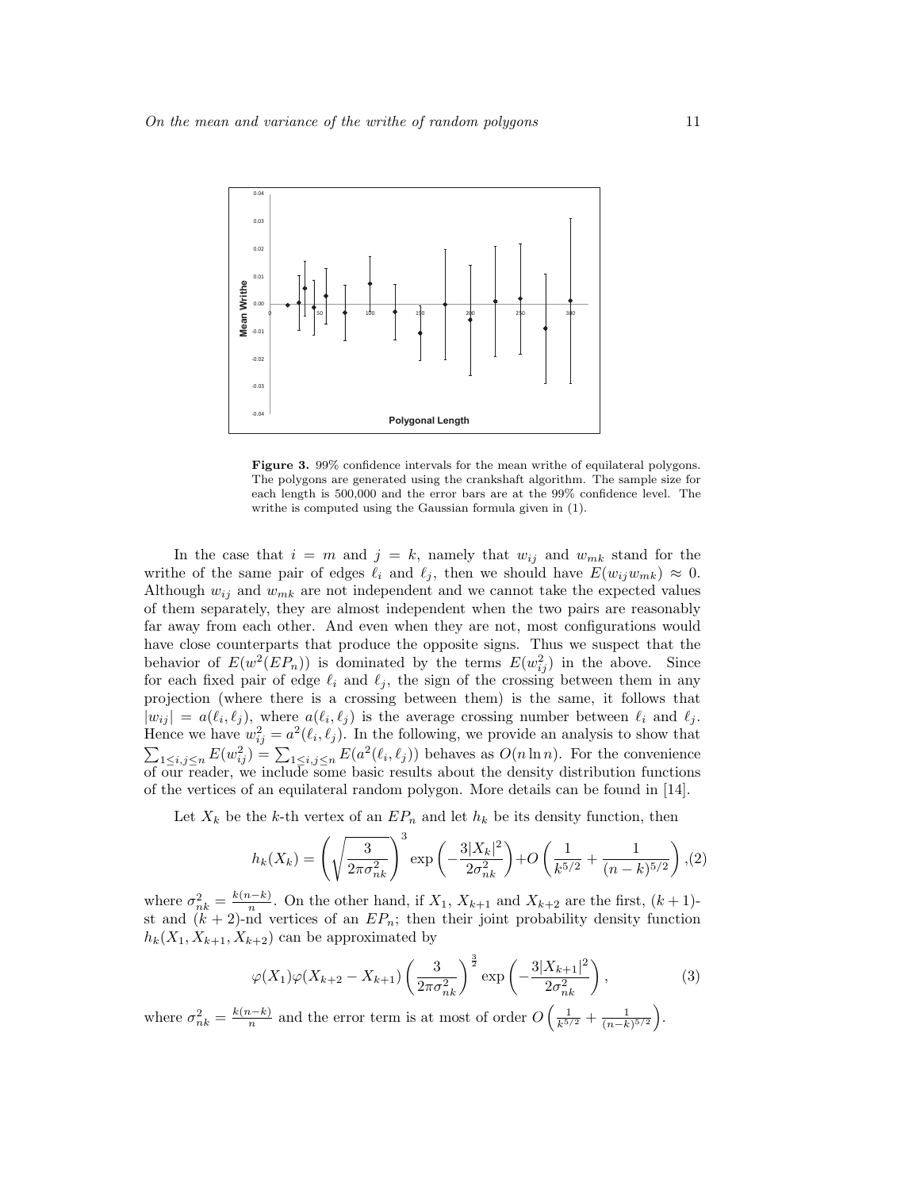**Figure 3.** 99% confidence intervals for the mean writhe of equilateral polygons. The polygons are generated using the crankshaft algorithm. The sample size for each length is 500,000 and the error bars are at the 99% confidence level. The writhe is computed using the Gaussian formula given in (1).

In the case that $i = m$ and $j = k$, namely that $w_{ij}$ and $w_{mk}$ stand for the writhe of the same pair of edges $\ell_i$ and $\ell_j$, then we should have $E(w_{ij}w_{mk}) \approx 0$. Although $w_{ij}$ and $w_{mk}$ are not independent and we cannot take the expected values of them separately, they are almost independent when the two pairs are reasonably far away from each other. And even when they are not, most configurations would have close counterparts that produce the opposite signs. Thus we suspect that the behavior of $E(w^2(EP_n))$ is dominated by the terms $E(w_{ij}^2)$ in the above. Since for each fixed pair of edge $\ell_i$ and $\ell_j$, the sign of the crossing between them in any projection (where there is a crossing between them) is the same, it follows that $|w_{ij}| = a(\ell_i, \ell_j)$, where $a(\ell_i, \ell_j)$ is the average crossing number between $\ell_i$ and $\ell_j$. Hence we have $w_{ij}^2 = a^2(\ell_i, \ell_j)$. In the following, we provide an analysis to show that $\sum_{1 \le i,j \le n} E(w_{ij}^2) = \sum_{1 \le i,j \le n} E(a^2(\ell_i, \ell_j))$ behaves as $O(n \ln n)$. For the convenience of our reader, we include some basic results about the density distribution functions of the vertices of an equilateral random polygon. More details can be found in [14].

Let $X_k$ be the $k$-th vertex of an $EP_n$ and let $h_k$ be its density function, then

$$h_k(X_k) = \left(\sqrt{\frac{3}{2\pi\sigma_{nk}^2}}\right)^3 \exp\left(-\frac{3|X_k|^2}{2\sigma_{nk}^2}\right) + O\left(\frac{1}{k^{5/2}} + \frac{1}{(n-k)^{5/2}}\right), \quad (2)$$

where $\sigma_{nk}^2 = \frac{k(n-k)}{n}$. On the other hand, if $X_1$, $X_{k+1}$ and $X_{k+2}$ are the first, $(k+1)$-st and $(k+2)$-nd vertices of an $EP_n$; then their joint probability density function $h_k(X_1, X_{k+1}, X_{k+2})$ can be approximated by

$$\varphi(X_1)\varphi(X_{k+2} - X_{k+1}) \left(\frac{3}{2\pi\sigma_{nk}^2}\right)^{\frac{3}{2}} \exp\left(-\frac{3|X_{k+1}|^2}{2\sigma_{nk}^2}\right), \quad (3)$$

where $\sigma_{nk}^2 = \frac{k(n-k)}{n}$ and the error term is at most of order $O\left(\frac{1}{k^{5/2}} + \frac{1}{(n-k)^{5/2}}\right)$.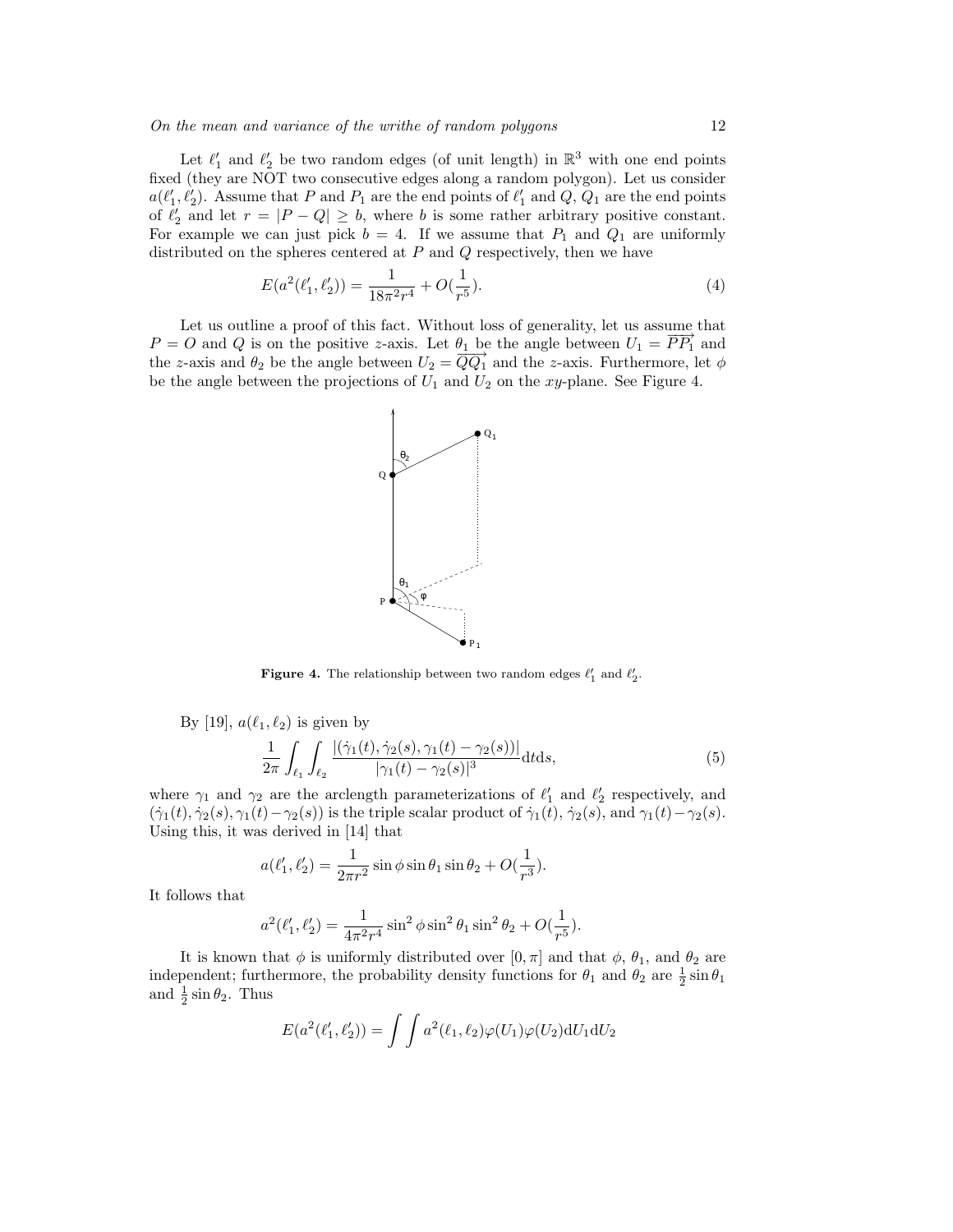Let $\ell_1'$ and $\ell_2'$ be two random edges (of unit length) in $\mathbb{R}^3$ with one end points fixed (they are NOT two consecutive edges along a random polygon). Let us consider $a(\ell_1', \ell_2')$. Assume that $P$ and $P_1$ are the end points of $\ell_1'$ and $Q$, $Q_1$ are the end points of $\ell_2'$ and let $r = |P - Q| \geq b$, where $b$ is some rather arbitrary positive constant. For example we can just pick $b = 4$. If we assume that $P_1$ and $Q_1$ are uniformly distributed on the spheres centered at $P$ and $Q$ respectively, then we have

$$E(a^2(\ell_1', \ell_2')) = \frac{1}{18\pi^2 r^4} + O(\frac{1}{r^5}). \tag{4}$$

Let us outline a proof of this fact. Without loss of generality, let us assume that $P = O$ and $Q$ is on the positive $z$-axis. Let $\theta_1$ be the angle between $U_1 = \overrightarrow{PP_1}$ and the $z$-axis and $\theta_2$ be the angle between $U_2 = \overrightarrow{QQ_1}$ and the $z$-axis. Furthermore, let $\phi$ be the angle between the projections of $U_1$ and $U_2$ on the $xy$-plane. See Figure 4.

**Figure 4.** The relationship between two random edges $\ell_1'$ and $\ell_2'$.

By [19], $a(\ell_1, \ell_2)$ is given by

$$\frac{1}{2\pi} \int_{\ell_1} \int_{\ell_2} \frac{|(\dot{\gamma}_1(t), \dot{\gamma}_2(s), \gamma_1(t) - \gamma_2(s))|}{|\gamma_1(t) - \gamma_2(s)|^3} \mathrm{d}t\mathrm{d}s, \tag{5}$$

where $\gamma_1$ and $\gamma_2$ are the arclength parameterizations of $\ell_1'$ and $\ell_2'$ respectively, and $(\dot{\gamma}_1(t), \dot{\gamma}_2(s), \gamma_1(t) - \gamma_2(s))$ is the triple scalar product of $\dot{\gamma}_1(t)$, $\dot{\gamma}_2(s)$, and $\gamma_1(t) - \gamma_2(s)$. Using this, it was derived in [14] that

$$a(\ell_1', \ell_2') = \frac{1}{2\pi r^2} \sin\phi \sin\theta_1 \sin\theta_2 + O(\frac{1}{r^3}).$$

It follows that

$$a^2(\ell_1', \ell_2') = \frac{1}{4\pi^2 r^4} \sin^2\phi \sin^2\theta_1 \sin^2\theta_2 + O(\frac{1}{r^5}).$$

It is known that $\phi$ is uniformly distributed over $[0, \pi]$ and that $\phi$, $\theta_1$, and $\theta_2$ are independent; furthermore, the probability density functions for $\theta_1$ and $\theta_2$ are $\frac{1}{2}\sin\theta_1$ and $\frac{1}{2}\sin\theta_2$. Thus

$$E(a^2(\ell_1', \ell_2')) = \int\int a^2(\ell_1, \ell_2)\varphi(U_1)\varphi(U_2)\mathrm{d}U_1\mathrm{d}U_2$$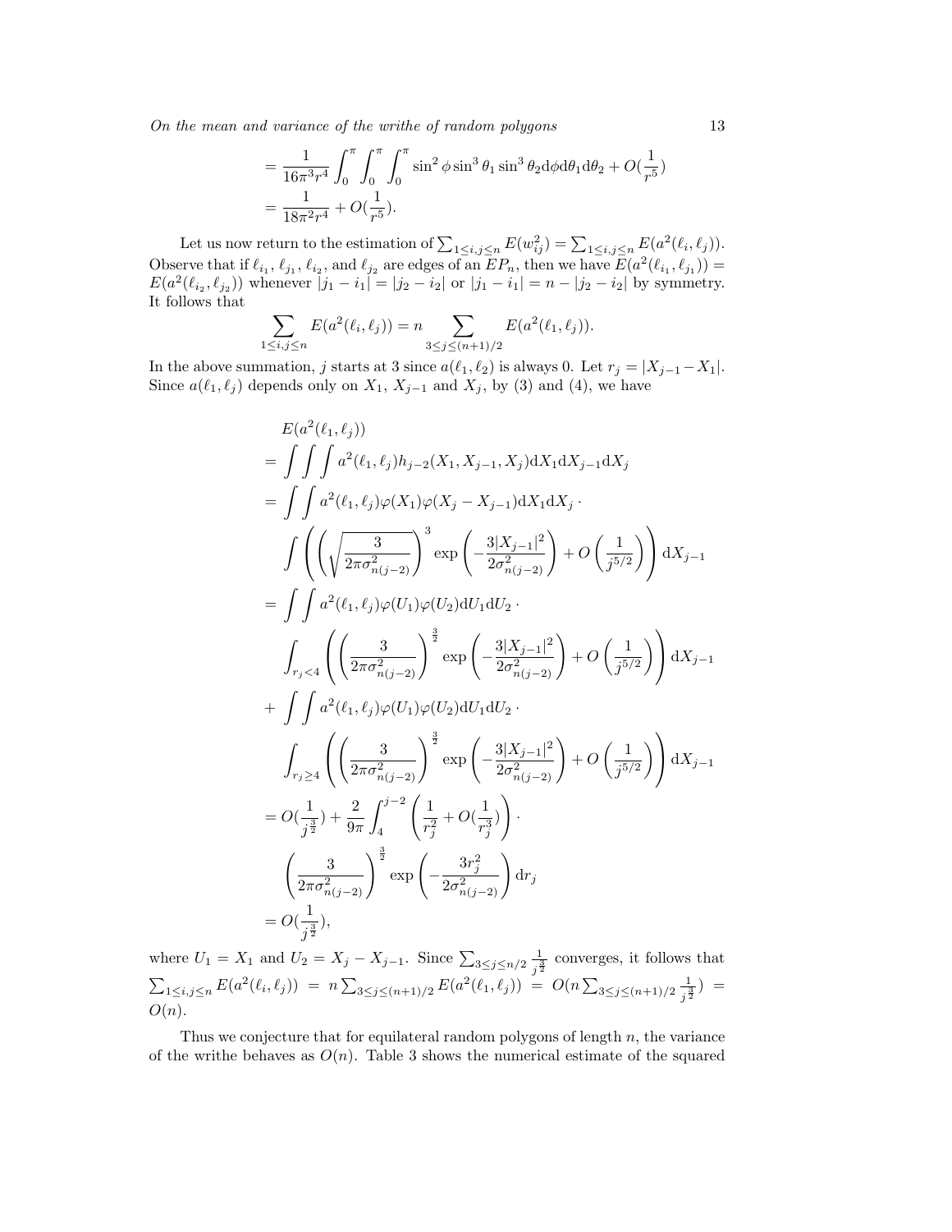$$= \frac{1}{16\pi^3 r^4}\int_0^\pi\int_0^\pi\int_0^\pi \sin^2\phi \sin^3\theta_1 \sin^3\theta_2 \mathrm{d}\phi \mathrm{d}\theta_1 \mathrm{d}\theta_2 + O(\frac{1}{r^5})$$

$$= \frac{1}{18\pi^2 r^4} + O(\frac{1}{r^5}).$$

Let us now return to the estimation of $\sum_{1\le i,j\le n} E(w_{ij}^2) = \sum_{1\le i,j\le n} E(a^2(\ell_i,\ell_j))$. Observe that if $\ell_{i_1}$, $\ell_{j_1}$, $\ell_{i_2}$, and $\ell_{j_2}$ are edges of an $EP_n$, then we have $E(a^2(\ell_{i_1},\ell_{j_1})) = E(a^2(\ell_{i_2},\ell_{j_2}))$ whenever $|j_1 - i_1| = |j_2 - i_2|$ or $|j_1 - i_1| = n - |j_2 - i_2|$ by symmetry. It follows that

$$\sum_{1\le i,j\le n} E(a^2(\ell_i,\ell_j)) = n \sum_{3\le j\le (n+1)/2} E(a^2(\ell_1,\ell_j)).$$

In the above summation, $j$ starts at 3 since $a(\ell_1,\ell_2)$ is always 0. Let $r_j = |X_{j-1} - X_1|$. Since $a(\ell_1,\ell_j)$ depends only on $X_1$, $X_{j-1}$ and $X_j$, by (3) and (4), we have

$$\begin{aligned}
&E(a^2(\ell_1,\ell_j)) \\
&= \int\int\int a^2(\ell_1,\ell_j) h_{j-2}(X_1,X_{j-1},X_j)\mathrm{d}X_1\mathrm{d}X_{j-1}\mathrm{d}X_j \\
&= \int\int a^2(\ell_1,\ell_j)\varphi(X_1)\varphi(X_j - X_{j-1})\mathrm{d}X_1\mathrm{d}X_j \cdot \\
&\quad \int \left(\left(\sqrt{\frac{3}{2\pi\sigma^2_{n(j-2)}}}\right)^3 \exp\left(-\frac{3|X_{j-1}|^2}{2\sigma^2_{n(j-2)}}\right) + O\left(\frac{1}{j^{5/2}}\right)\right)\mathrm{d}X_{j-1} \\
&= \int\int a^2(\ell_1,\ell_j)\varphi(U_1)\varphi(U_2)\mathrm{d}U_1\mathrm{d}U_2 \cdot \\
&\quad \int_{r_j<4}\left(\left(\frac{3}{2\pi\sigma^2_{n(j-2)}}\right)^{\frac{3}{2}} \exp\left(-\frac{3|X_{j-1}|^2}{2\sigma^2_{n(j-2)}}\right) + O\left(\frac{1}{j^{5/2}}\right)\right)\mathrm{d}X_{j-1} \\
&+ \int\int a^2(\ell_1,\ell_j)\varphi(U_1)\varphi(U_2)\mathrm{d}U_1\mathrm{d}U_2 \cdot \\
&\quad \int_{r_j\ge4}\left(\left(\frac{3}{2\pi\sigma^2_{n(j-2)}}\right)^{\frac{3}{2}} \exp\left(-\frac{3|X_{j-1}|^2}{2\sigma^2_{n(j-2)}}\right) + O\left(\frac{1}{j^{5/2}}\right)\right)\mathrm{d}X_{j-1} \\
&= O(\frac{1}{j^{\frac{3}{2}}}) + \frac{2}{9\pi}\int_4^{j-2}\left(\frac{1}{r_j^2} + O(\frac{1}{r_j^3})\right)\cdot \\
&\quad \left(\frac{3}{2\pi\sigma^2_{n(j-2)}}\right)^{\frac{3}{2}} \exp\left(-\frac{3r_j^2}{2\sigma^2_{n(j-2)}}\right)\mathrm{d}r_j \\
&= O(\frac{1}{j^{\frac{3}{2}}}),
\end{aligned}$$

where $U_1 = X_1$ and $U_2 = X_j - X_{j-1}$. Since $\sum_{3\le j\le n/2}\frac{1}{j^{\frac{3}{2}}}$ converges, it follows that $\sum_{1\le i,j\le n} E(a^2(\ell_i,\ell_j)) = n\sum_{3\le j\le (n+1)/2} E(a^2(\ell_1,\ell_j)) = O(n\sum_{3\le j\le (n+1)/2}\frac{1}{j^{\frac{3}{2}}}) = O(n)$.

Thus we conjecture that for equilateral random polygons of length $n$, the variance of the writhe behaves as $O(n)$. Table 3 shows the numerical estimate of the squared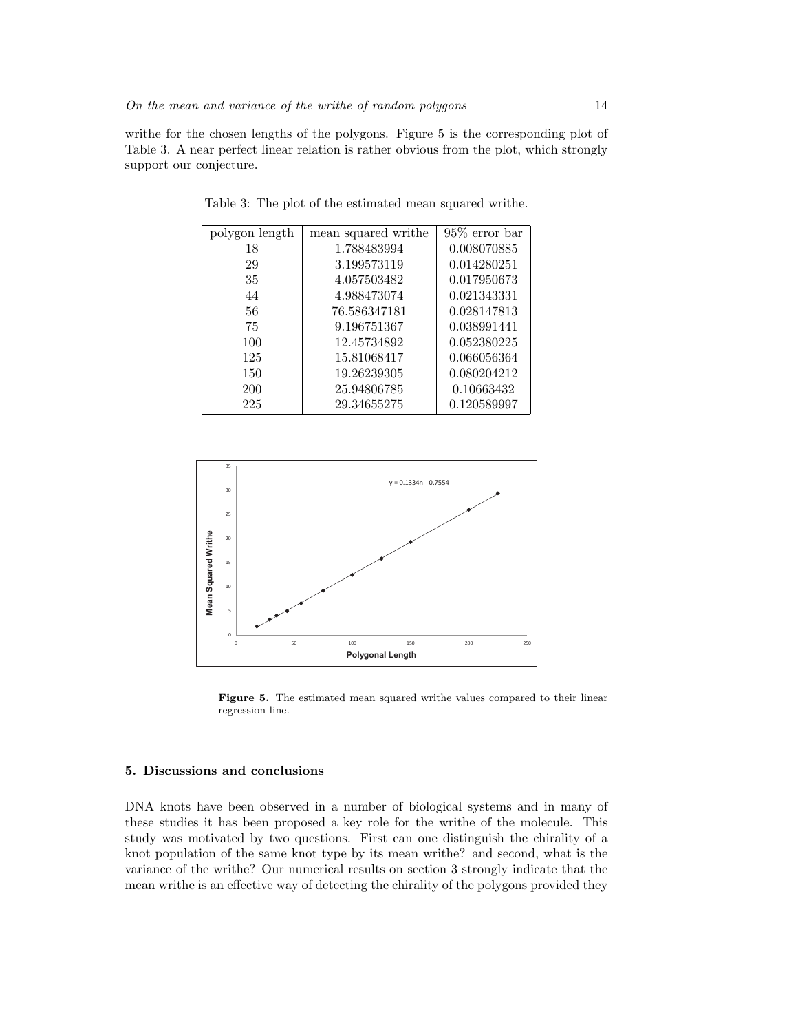writhe for the chosen lengths of the polygons. Figure 5 is the corresponding plot of Table 3. A near perfect linear relation is rather obvious from the plot, which strongly support our conjecture.

Table 3: The plot of the estimated mean squared writhe.

| polygon length | mean squared writhe | 95% error bar |
|---|---|---|
| 18 | 1.788483994 | 0.008070885 |
| 29 | 3.199573119 | 0.014280251 |
| 35 | 4.057503482 | 0.017950673 |
| 44 | 4.988473074 | 0.021343331 |
| 56 | 76.586347181 | 0.028147813 |
| 75 | 9.196751367 | 0.038991441 |
| 100 | 12.45734892 | 0.052380225 |
| 125 | 15.81068417 | 0.066056364 |
| 150 | 19.26239305 | 0.080204212 |
| 200 | 25.94806785 | 0.10663432 |
| 225 | 29.34655275 | 0.120589997 |

**Figure 5.** The estimated mean squared writhe values compared to their linear regression line.

## 5. Discussions and conclusions

DNA knots have been observed in a number of biological systems and in many of these studies it has been proposed a key role for the writhe of the molecule. This study was motivated by two questions. First can one distinguish the chirality of a knot population of the same knot type by its mean writhe? and second, what is the variance of the writhe? Our numerical results on section 3 strongly indicate that the mean writhe is an effective way of detecting the chirality of the polygons provided they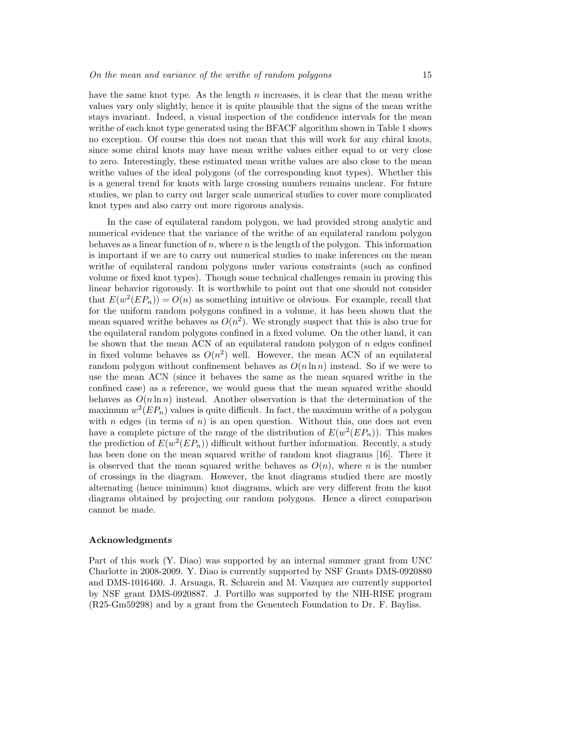have the same knot type. As the length $n$ increases, it is clear that the mean writhe values vary only slightly, hence it is quite plausible that the signs of the mean writhe stays invariant. Indeed, a visual inspection of the confidence intervals for the mean writhe of each knot type generated using the BFACF algorithm shown in Table 1 shows no exception. Of course this does not mean that this will work for any chiral knots, since some chiral knots may have mean writhe values either equal to or very close to zero. Interestingly, these estimated mean writhe values are also close to the mean writhe values of the ideal polygons (of the corresponding knot types). Whether this is a general trend for knots with large crossing numbers remains unclear. For future studies, we plan to carry out larger scale numerical studies to cover more complicated knot types and also carry out more rigorous analysis.

In the case of equilateral random polygon, we had provided strong analytic and numerical evidence that the variance of the writhe of an equilateral random polygon behaves as a linear function of $n$, where $n$ is the length of the polygon. This information is important if we are to carry out numerical studies to make inferences on the mean writhe of equilateral random polygons under various constraints (such as confined volume or fixed knot types). Though some technical challenges remain in proving this linear behavior rigorously. It is worthwhile to point out that one should not consider that $E(w^2(EP_n)) = O(n)$ as something intuitive or obvious. For example, recall that for the uniform random polygons confined in a volume, it has been shown that the mean squared writhe behaves as $O(n^2)$. We strongly suspect that this is also true for the equilateral random polygons confined in a fixed volume. On the other hand, it can be shown that the mean ACN of an equilateral random polygon of $n$ edges confined in fixed volume behaves as $O(n^2)$ well. However, the mean ACN of an equilateral random polygon without confinement behaves as $O(n \ln n)$ instead. So if we were to use the mean ACN (since it behaves the same as the mean squared writhe in the confined case) as a reference, we would guess that the mean squared writhe should behaves as $O(n \ln n)$ instead. Another observation is that the determination of the maximum $w^2(EP_n)$ values is quite difficult. In fact, the maximum writhe of a polygon with $n$ edges (in terms of $n$) is an open question. Without this, one does not even have a complete picture of the range of the distribution of $E(w^2(EP_n))$. This makes the prediction of $E(w^2(EP_n))$ difficult without further information. Recently, a study has been done on the mean squared writhe of random knot diagrams [16]. There it is observed that the mean squared writhe behaves as $O(n)$, where $n$ is the number of crossings in the diagram. However, the knot diagrams studied there are mostly alternating (hence minimum) knot diagrams, which are very different from the knot diagrams obtained by projecting our random polygons. Hence a direct comparison cannot be made.

### Acknowledgments

Part of this work (Y. Diao) was supported by an internal summer grant from UNC Charlotte in 2008-2009. Y. Diao is currently supported by NSF Grants DMS-0920880 and DMS-1016460. J. Arsuaga, R. Scharein and M. Vazquez are currently supported by NSF grant DMS-0920887. J. Portillo was supported by the NIH-RISE program (R25-Gm59298) and by a grant from the Genentech Foundation to Dr. F. Bayliss.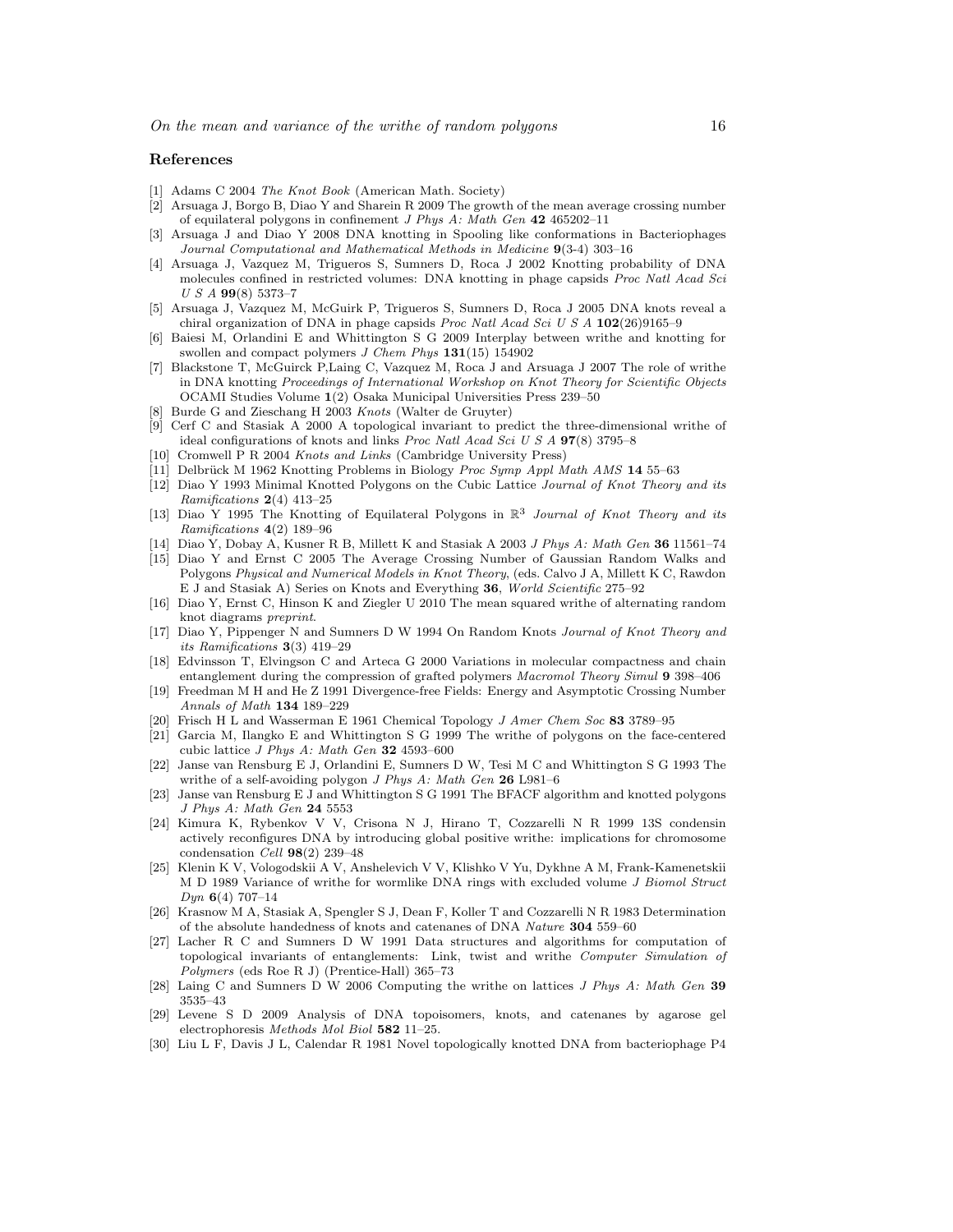## References

[1] Adams C 2004 *The Knot Book* (American Math. Society)

[2] Arsuaga J, Borgo B, Diao Y and Sharein R 2009 The growth of the mean average crossing number of equilateral polygons in confinement *J Phys A: Math Gen* **42** 465202–11

[3] Arsuaga J and Diao Y 2008 DNA knotting in Spooling like conformations in Bacteriophages *Journal Computational and Mathematical Methods in Medicine* **9**(3-4) 303–16

[4] Arsuaga J, Vazquez M, Trigueros S, Sumners D, Roca J 2002 Knotting probability of DNA molecules confined in restricted volumes: DNA knotting in phage capsids *Proc Natl Acad Sci U S A* **99**(8) 5373–7

[5] Arsuaga J, Vazquez M, McGuirk P, Trigueros S, Sumners D, Roca J 2005 DNA knots reveal a chiral organization of DNA in phage capsids *Proc Natl Acad Sci U S A* **102**(26)9165–9

[6] Baiesi M, Orlandini E and Whittington S G 2009 Interplay between writhe and knotting for swollen and compact polymers *J Chem Phys* **131**(15) 154902

[7] Blackstone T, McGuirck P,Laing C, Vazquez M, Roca J and Arsuaga J 2007 The role of writhe in DNA knotting *Proceedings of International Workshop on Knot Theory for Scientific Objects* OCAMI Studies Volume **1**(2) Osaka Municipal Universities Press 239–50

[8] Burde G and Zieschang H 2003 *Knots* (Walter de Gruyter)

[9] Cerf C and Stasiak A 2000 A topological invariant to predict the three-dimensional writhe of ideal configurations of knots and links *Proc Natl Acad Sci U S A* **97**(8) 3795–8

[10] Cromwell P R 2004 *Knots and Links* (Cambridge University Press)

[11] Delbrück M 1962 Knotting Problems in Biology *Proc Symp Appl Math AMS* **14** 55–63

[12] Diao Y 1993 Minimal Knotted Polygons on the Cubic Lattice *Journal of Knot Theory and its Ramifications* **2**(4) 413–25

[13] Diao Y 1995 The Knotting of Equilateral Polygons in $\mathbb{R}^3$ *Journal of Knot Theory and its Ramifications* **4**(2) 189–96

[14] Diao Y, Dobay A, Kusner R B, Millett K and Stasiak A 2003 *J Phys A: Math Gen* **36** 11561–74

[15] Diao Y and Ernst C 2005 The Average Crossing Number of Gaussian Random Walks and Polygons *Physical and Numerical Models in Knot Theory*, (eds. Calvo J A, Millett K C, Rawdon E J and Stasiak A) Series on Knots and Everything **36**, *World Scientific* 275–92

[16] Diao Y, Ernst C, Hinson K and Ziegler U 2010 The mean squared writhe of alternating random knot diagrams *preprint*.

[17] Diao Y, Pippenger N and Sumners D W 1994 On Random Knots *Journal of Knot Theory and its Ramifications* **3**(3) 419–29

[18] Edvinsson T, Elvingson C and Arteca G 2000 Variations in molecular compactness and chain entanglement during the compression of grafted polymers *Macromol Theory Simul* **9** 398–406

[19] Freedman M H and He Z 1991 Divergence-free Fields: Energy and Asymptotic Crossing Number *Annals of Math* **134** 189–229

[20] Frisch H L and Wasserman E 1961 Chemical Topology *J Amer Chem Soc* **83** 3789–95

[21] Garcia M, Ilangko E and Whittington S G 1999 The writhe of polygons on the face-centered cubic lattice *J Phys A: Math Gen* **32** 4593–600

[22] Janse van Rensburg E J, Orlandini E, Sumners D W, Tesi M C and Whittington S G 1993 The writhe of a self-avoiding polygon *J Phys A: Math Gen* **26** L981–6

[23] Janse van Rensburg E J and Whittington S G 1991 The BFACF algorithm and knotted polygons *J Phys A: Math Gen* **24** 5553

[24] Kimura K, Rybenkov V V, Crisona N J, Hirano T, Cozzarelli N R 1999 13S condensin actively reconfigures DNA by introducing global positive writhe: implications for chromosome condensation *Cell* **98**(2) 239–48

[25] Klenin K V, Vologodskii A V, Anshelevich V V, Klishko V Yu, Dykhne A M, Frank-Kamenetskii M D 1989 Variance of writhe for wormlike DNA rings with excluded volume *J Biomol Struct Dyn* **6**(4) 707–14

[26] Krasnow M A, Stasiak A, Spengler S J, Dean F, Koller T and Cozzarelli N R 1983 Determination of the absolute handedness of knots and catenanes of DNA *Nature* **304** 559–60

[27] Lacher R C and Sumners D W 1991 Data structures and algorithms for computation of topological invariants of entanglements: Link, twist and writhe *Computer Simulation of Polymers* (eds Roe R J) (Prentice-Hall) 365–73

[28] Laing C and Sumners D W 2006 Computing the writhe on lattices *J Phys A: Math Gen* **39** 3535–43

[29] Levene S D 2009 Analysis of DNA topoisomers, knots, and catenanes by agarose gel electrophoresis *Methods Mol Biol* **582** 11–25.

[30] Liu L F, Davis J L, Calendar R 1981 Novel topologically knotted DNA from bacteriophage P4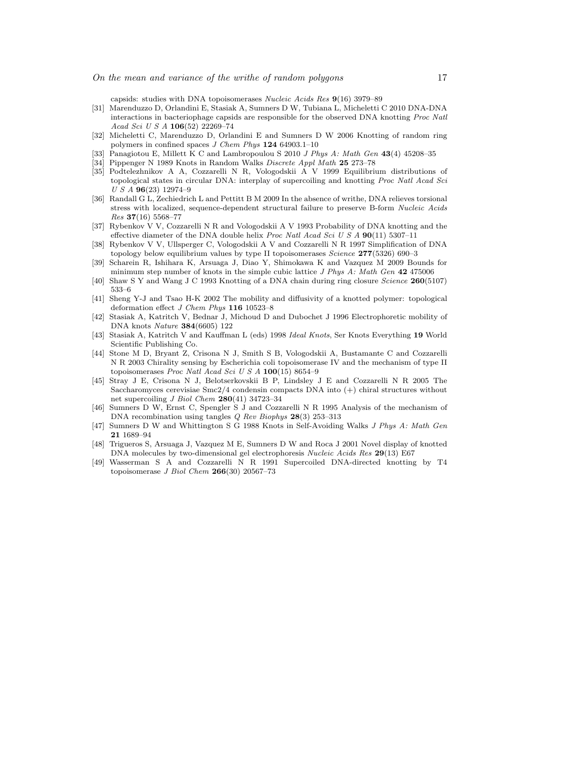capsids: studies with DNA topoisomerases *Nucleic Acids Res* **9**(16) 3979–89

[31] Marenduzzo D, Orlandini E, Stasiak A, Sumners D W, Tubiana L, Micheletti C 2010 DNA-DNA interactions in bacteriophage capsids are responsible for the observed DNA knotting *Proc Natl Acad Sci U S A* **106**(52) 22269–74

[32] Micheletti C, Marenduzzo D, Orlandini E and Sumners D W 2006 Knotting of random ring polymers in confined spaces *J Chem Phys* **124** 64903.1–10

[33] Panagiotou E, Millett K C and Lambropoulou S 2010 *J Phys A: Math Gen* **43**(4) 45208–35

[34] Pippenger N 1989 Knots in Random Walks *Discrete Appl Math* **25** 273–78

[35] Podtelezhnikov A A, Cozzarelli N R, Vologodskii A V 1999 Equilibrium distributions of topological states in circular DNA: interplay of supercoiling and knotting *Proc Natl Acad Sci U S A* **96**(23) 12974–9

[36] Randall G L, Zechiedrich L and Pettitt B M 2009 In the absence of writhe, DNA relieves torsional stress with localized, sequence-dependent structural failure to preserve B-form *Nucleic Acids Res* **37**(16) 5568–77

[37] Rybenkov V V, Cozzarelli N R and Vologodskii A V 1993 Probability of DNA knotting and the effective diameter of the DNA double helix *Proc Natl Acad Sci U S A* **90**(11) 5307–11

[38] Rybenkov V V, Ullsperger C, Vologodskii A V and Cozzarelli N R 1997 Simplification of DNA topology below equilibrium values by type II topoisomerases *Science* **277**(5326) 690–3

[39] Scharein R, Ishihara K, Arsuaga J, Diao Y, Shimokawa K and Vazquez M 2009 Bounds for minimum step number of knots in the simple cubic lattice *J Phys A: Math Gen* **42** 475006

[40] Shaw S Y and Wang J C 1993 Knotting of a DNA chain during ring closure *Science* **260**(5107) 533–6

[41] Sheng Y-J and Tsao H-K 2002 The mobility and diffusivity of a knotted polymer: topological deformation effect *J Chem Phys* **116** 10523–8

[42] Stasiak A, Katritch V, Bednar J, Michoud D and Dubochet J 1996 Electrophoretic mobility of DNA knots *Nature* **384**(6605) 122

[43] Stasiak A, Katritch V and Kauffman L (eds) 1998 *Ideal Knots*, Ser Knots Everything **19** World Scientific Publishing Co.

[44] Stone M D, Bryant Z, Crisona N J, Smith S B, Vologodskii A, Bustamante C and Cozzarelli N R 2003 Chirality sensing by Escherichia coli topoisomerase IV and the mechanism of type II topoisomerases *Proc Natl Acad Sci U S A* **100**(15) 8654–9

[45] Stray J E, Crisona N J, Belotserkovskii B P, Lindsley J E and Cozzarelli N R 2005 The Saccharomyces cerevisiae Smc2/4 condensin compacts DNA into (+) chiral structures without net supercoiling *J Biol Chem* **280**(41) 34723–34

[46] Sumners D W, Ernst C, Spengler S J and Cozzarelli N R 1995 Analysis of the mechanism of DNA recombination using tangles *Q Rev Biophys* **28**(3) 253–313

[47] Sumners D W and Whittington S G 1988 Knots in Self-Avoiding Walks *J Phys A: Math Gen* **21** 1689–94

[48] Trigueros S, Arsuaga J, Vazquez M E, Sumners D W and Roca J 2001 Novel display of knotted DNA molecules by two-dimensional gel electrophoresis *Nucleic Acids Res* **29**(13) E67

[49] Wasserman S A and Cozzarelli N R 1991 Supercoiled DNA-directed knotting by T4 topoisomerase *J Biol Chem* **266**(30) 20567–73